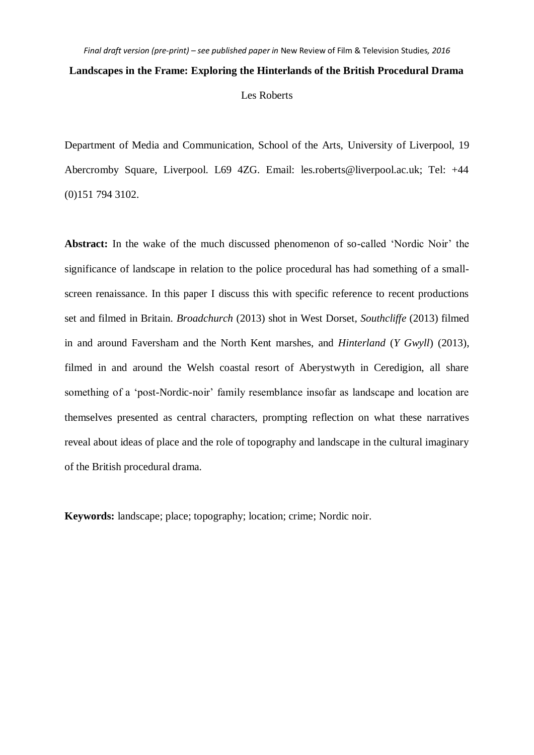*Final draft version (pre-print) – see published paper in* New Review of Film & Television Studies*, 2016*

# Landscapes in the Frame: Exploring the Hinterlands of the British Procedural Drama

Les Roberts

Department of Media and Communication, School of the Arts, University of Liverpool, 19 Abercromby Square, Liverpool. L69 4ZG. Email: les.roberts@liverpool.ac.uk; Tel: +44 (0)151 794 3102.

**Abstract:** In the wake of the much discussed phenomenon of so-called 'Nordic Noir' the significance of landscape in relation to the police procedural has had something of a small-screen renaissance. In this paper I discuss this with specific reference to recent productions set and filmed in Britain. *Broadchurch* (2013) shot in West Dorset, *Southcliffe* (2013) filmed in and around Faversham and the North Kent marshes, and *Hinterland* (*Y Gwyll*) (2013), filmed in and around the Welsh coastal resort of Aberystwyth in Ceredigion, all share something of a 'post-Nordic-noir' family resemblance insofar as landscape and location are themselves presented as central characters, prompting reflection on what these narratives reveal about ideas of place and the role of topography and landscape in the cultural imaginary of the British procedural drama.

**Keywords:** landscape; place; topography; location; crime; Nordic noir.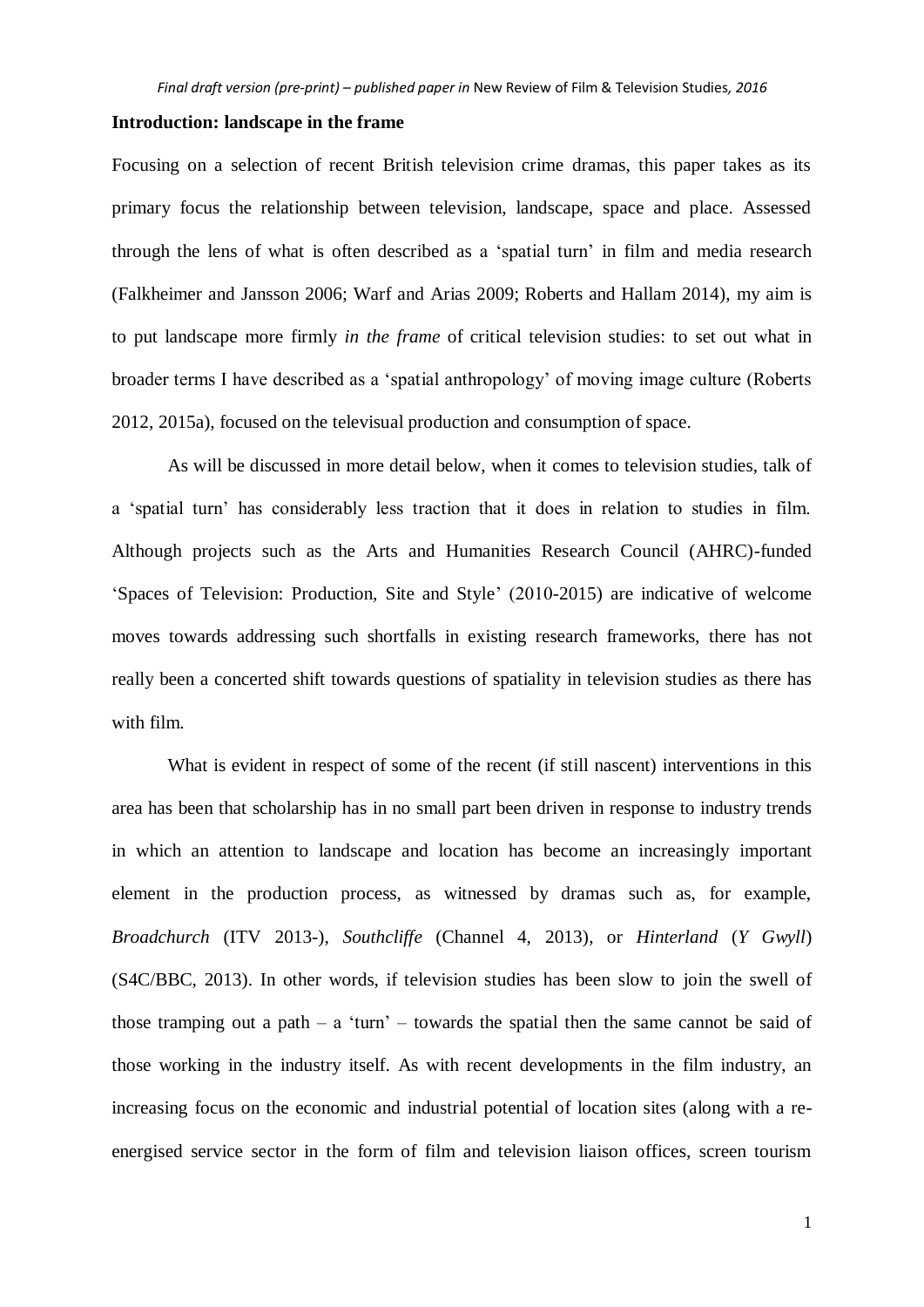## Introduction: landscape in the frame

Focusing on a selection of recent British television crime dramas, this paper takes as its primary focus the relationship between television, landscape, space and place. Assessed through the lens of what is often described as a 'spatial turn' in film and media research (Falkheimer and Jansson 2006; Warf and Arias 2009; Roberts and Hallam 2014), my aim is to put landscape more firmly *in the frame* of critical television studies: to set out what in broader terms I have described as a 'spatial anthropology' of moving image culture (Roberts 2012, 2015a), focused on the televisual production and consumption of space.

As will be discussed in more detail below, when it comes to television studies, talk of a 'spatial turn' has considerably less traction that it does in relation to studies in film. Although projects such as the Arts and Humanities Research Council (AHRC)-funded 'Spaces of Television: Production, Site and Style' (2010-2015) are indicative of welcome moves towards addressing such shortfalls in existing research frameworks, there has not really been a concerted shift towards questions of spatiality in television studies as there has with film.

What is evident in respect of some of the recent (if still nascent) interventions in this area has been that scholarship has in no small part been driven in response to industry trends in which an attention to landscape and location has become an increasingly important element in the production process, as witnessed by dramas such as, for example, *Broadchurch* (ITV 2013-), *Southcliffe* (Channel 4, 2013), or *Hinterland* (*Y Gwyll*) (S4C/BBC, 2013). In other words, if television studies has been slow to join the swell of those tramping out a path – a 'turn' – towards the spatial then the same cannot be said of those working in the industry itself. As with recent developments in the film industry, an increasing focus on the economic and industrial potential of location sites (along with a re-energised service sector in the form of film and television liaison offices, screen tourism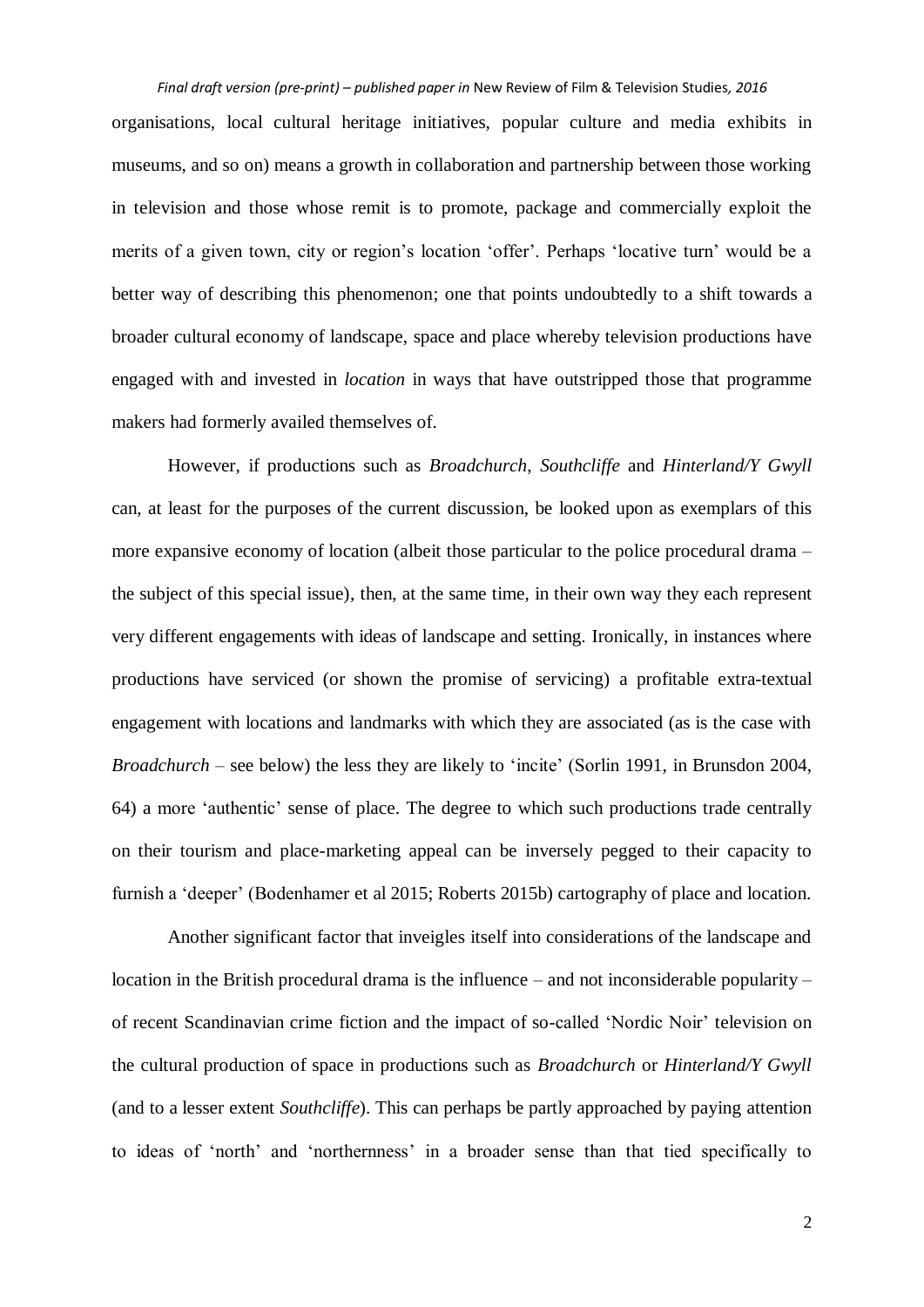organisations, local cultural heritage initiatives, popular culture and media exhibits in museums, and so on) means a growth in collaboration and partnership between those working in television and those whose remit is to promote, package and commercially exploit the merits of a given town, city or region's location 'offer'. Perhaps 'locative turn' would be a better way of describing this phenomenon; one that points undoubtedly to a shift towards a broader cultural economy of landscape, space and place whereby television productions have engaged with and invested in *location* in ways that have outstripped those that programme makers had formerly availed themselves of.

However, if productions such as *Broadchurch*, *Southcliffe* and *Hinterland/Y Gwyll* can, at least for the purposes of the current discussion, be looked upon as exemplars of this more expansive economy of location (albeit those particular to the police procedural drama – the subject of this special issue), then, at the same time, in their own way they each represent very different engagements with ideas of landscape and setting. Ironically, in instances where productions have serviced (or shown the promise of servicing) a profitable extra-textual engagement with locations and landmarks with which they are associated (as is the case with *Broadchurch* – see below) the less they are likely to 'incite' (Sorlin 1991, in Brunsdon 2004, 64) a more 'authentic' sense of place. The degree to which such productions trade centrally on their tourism and place-marketing appeal can be inversely pegged to their capacity to furnish a 'deeper' (Bodenhamer et al 2015; Roberts 2015b) cartography of place and location.

Another significant factor that inveigles itself into considerations of the landscape and location in the British procedural drama is the influence – and not inconsiderable popularity – of recent Scandinavian crime fiction and the impact of so-called 'Nordic Noir' television on the cultural production of space in productions such as *Broadchurch* or *Hinterland/Y Gwyll* (and to a lesser extent *Southcliffe*). This can perhaps be partly approached by paying attention to ideas of 'north' and 'northernness' in a broader sense than that tied specifically to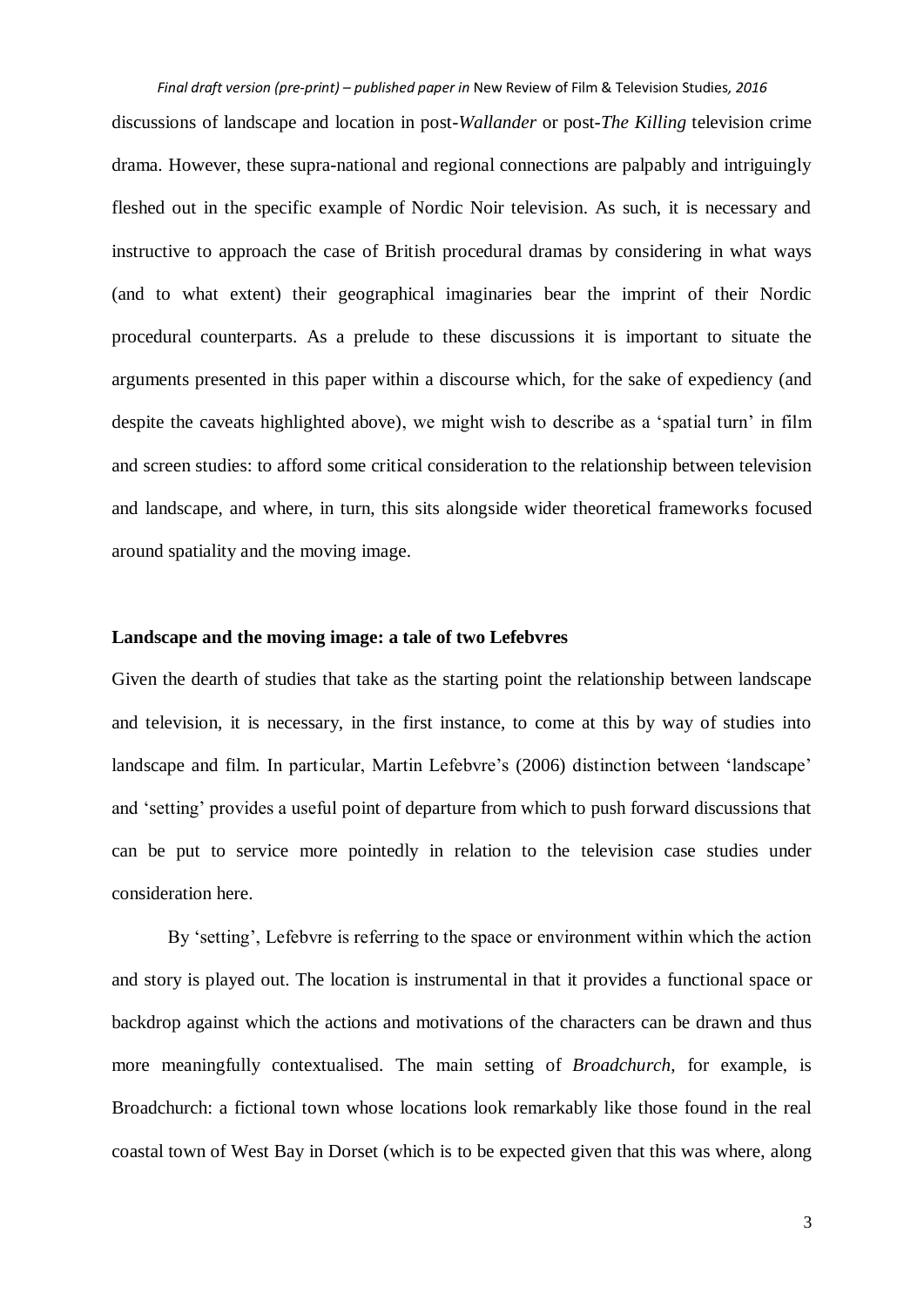discussions of landscape and location in post-*Wallander* or post-*The Killing* television crime drama. However, these supra-national and regional connections are palpably and intriguingly fleshed out in the specific example of Nordic Noir television. As such, it is necessary and instructive to approach the case of British procedural dramas by considering in what ways (and to what extent) their geographical imaginaries bear the imprint of their Nordic procedural counterparts. As a prelude to these discussions it is important to situate the arguments presented in this paper within a discourse which, for the sake of expediency (and despite the caveats highlighted above), we might wish to describe as a 'spatial turn' in film and screen studies: to afford some critical consideration to the relationship between television and landscape, and where, in turn, this sits alongside wider theoretical frameworks focused around spatiality and the moving image.

## Landscape and the moving image: a tale of two Lefebvres

Given the dearth of studies that take as the starting point the relationship between landscape and television, it is necessary, in the first instance, to come at this by way of studies into landscape and film. In particular, Martin Lefebvre's (2006) distinction between 'landscape' and 'setting' provides a useful point of departure from which to push forward discussions that can be put to service more pointedly in relation to the television case studies under consideration here.

By 'setting', Lefebvre is referring to the space or environment within which the action and story is played out. The location is instrumental in that it provides a functional space or backdrop against which the actions and motivations of the characters can be drawn and thus more meaningfully contextualised. The main setting of *Broadchurch*, for example, is Broadchurch: a fictional town whose locations look remarkably like those found in the real coastal town of West Bay in Dorset (which is to be expected given that this was where, along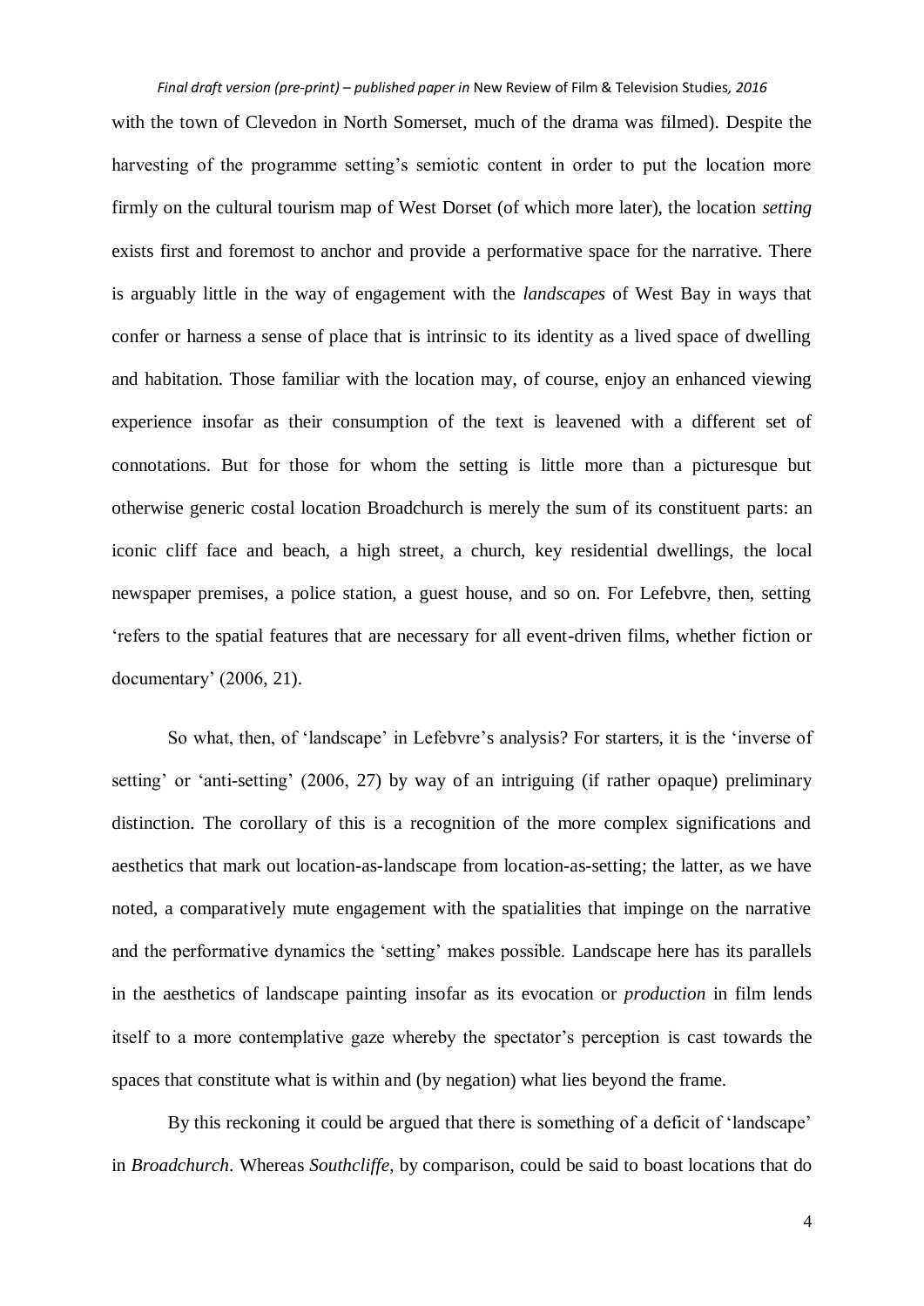with the town of Clevedon in North Somerset, much of the drama was filmed). Despite the harvesting of the programme setting's semiotic content in order to put the location more firmly on the cultural tourism map of West Dorset (of which more later), the location *setting* exists first and foremost to anchor and provide a performative space for the narrative. There is arguably little in the way of engagement with the *landscapes* of West Bay in ways that confer or harness a sense of place that is intrinsic to its identity as a lived space of dwelling and habitation. Those familiar with the location may, of course, enjoy an enhanced viewing experience insofar as their consumption of the text is leavened with a different set of connotations. But for those for whom the setting is little more than a picturesque but otherwise generic costal location Broadchurch is merely the sum of its constituent parts: an iconic cliff face and beach, a high street, a church, key residential dwellings, the local newspaper premises, a police station, a guest house, and so on. For Lefebvre, then, setting 'refers to the spatial features that are necessary for all event-driven films, whether fiction or documentary' (2006, 21).

So what, then, of 'landscape' in Lefebvre's analysis? For starters, it is the 'inverse of setting' or 'anti-setting' (2006, 27) by way of an intriguing (if rather opaque) preliminary distinction. The corollary of this is a recognition of the more complex significations and aesthetics that mark out location-as-landscape from location-as-setting; the latter, as we have noted, a comparatively mute engagement with the spatialities that impinge on the narrative and the performative dynamics the 'setting' makes possible. Landscape here has its parallels in the aesthetics of landscape painting insofar as its evocation or *production* in film lends itself to a more contemplative gaze whereby the spectator's perception is cast towards the spaces that constitute what is within and (by negation) what lies beyond the frame.

By this reckoning it could be argued that there is something of a deficit of 'landscape' in *Broadchurch*. Whereas *Southcliffe*, by comparison, could be said to boast locations that do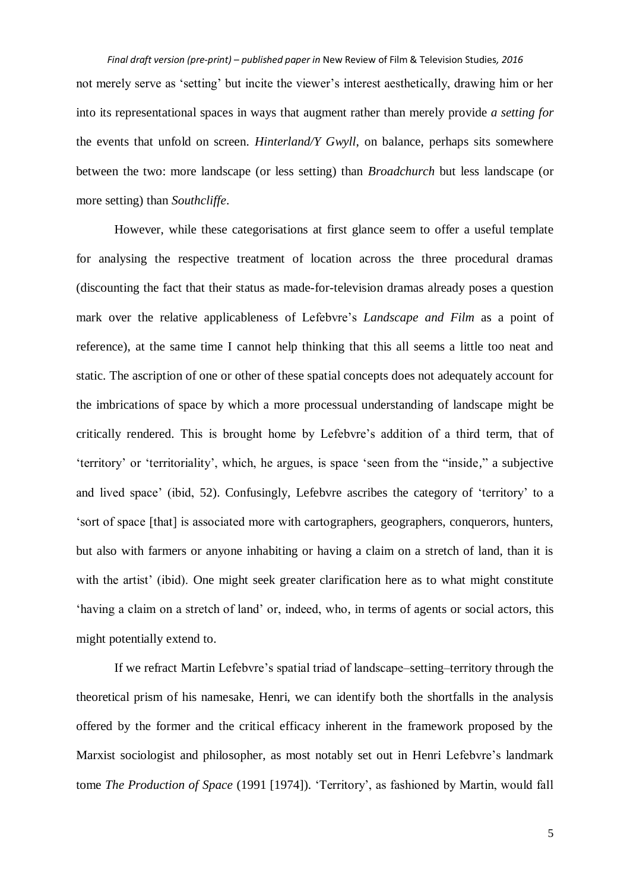not merely serve as 'setting' but incite the viewer's interest aesthetically, drawing him or her into its representational spaces in ways that augment rather than merely provide *a setting for* the events that unfold on screen. *Hinterland/Y Gwyll*, on balance, perhaps sits somewhere between the two: more landscape (or less setting) than *Broadchurch* but less landscape (or more setting) than *Southcliffe*.

However, while these categorisations at first glance seem to offer a useful template for analysing the respective treatment of location across the three procedural dramas (discounting the fact that their status as made-for-television dramas already poses a question mark over the relative applicableness of Lefebvre's *Landscape and Film* as a point of reference), at the same time I cannot help thinking that this all seems a little too neat and static. The ascription of one or other of these spatial concepts does not adequately account for the imbrications of space by which a more processual understanding of landscape might be critically rendered. This is brought home by Lefebvre's addition of a third term, that of 'territory' or 'territoriality', which, he argues, is space 'seen from the "inside," a subjective and lived space' (ibid, 52). Confusingly, Lefebvre ascribes the category of 'territory' to a 'sort of space [that] is associated more with cartographers, geographers, conquerors, hunters, but also with farmers or anyone inhabiting or having a claim on a stretch of land, than it is with the artist' (ibid). One might seek greater clarification here as to what might constitute 'having a claim on a stretch of land' or, indeed, who, in terms of agents or social actors, this might potentially extend to.

If we refract Martin Lefebvre's spatial triad of landscape–setting–territory through the theoretical prism of his namesake, Henri, we can identify both the shortfalls in the analysis offered by the former and the critical efficacy inherent in the framework proposed by the Marxist sociologist and philosopher, as most notably set out in Henri Lefebvre's landmark tome *The Production of Space* (1991 [1974]). 'Territory', as fashioned by Martin, would fall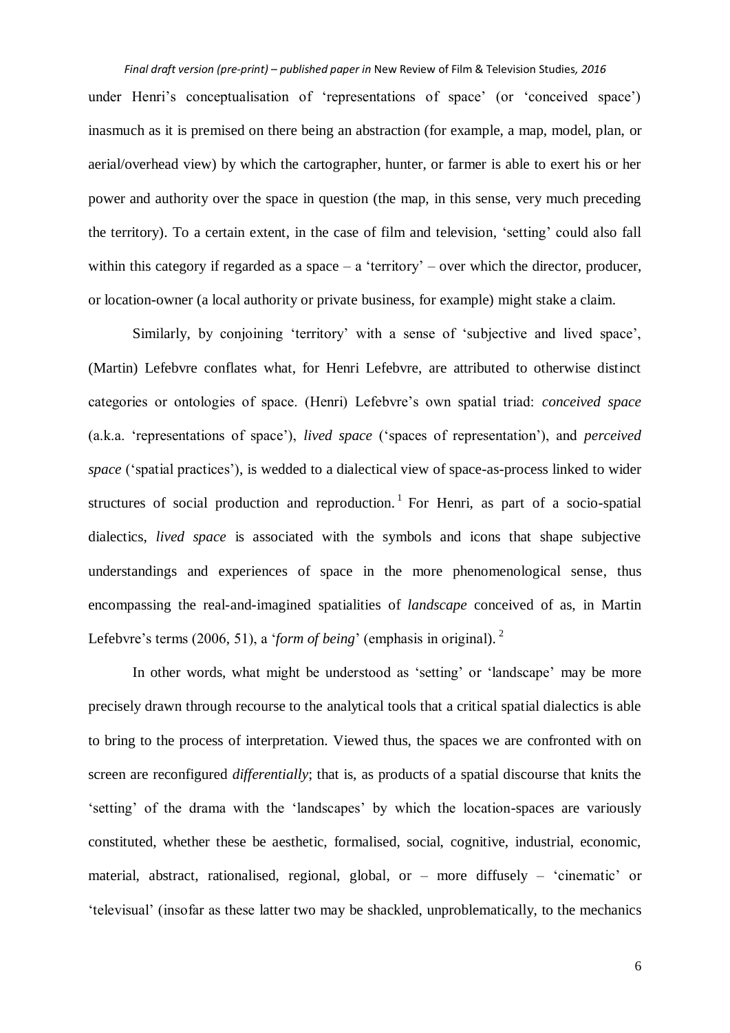under Henri's conceptualisation of 'representations of space' (or 'conceived space') inasmuch as it is premised on there being an abstraction (for example, a map, model, plan, or aerial/overhead view) by which the cartographer, hunter, or farmer is able to exert his or her power and authority over the space in question (the map, in this sense, very much preceding the territory). To a certain extent, in the case of film and television, 'setting' could also fall within this category if regarded as a space – a 'territory' – over which the director, producer, or location-owner (a local authority or private business, for example) might stake a claim.

Similarly, by conjoining 'territory' with a sense of 'subjective and lived space', (Martin) Lefebvre conflates what, for Henri Lefebvre, are attributed to otherwise distinct categories or ontologies of space. (Henri) Lefebvre's own spatial triad: *conceived space* (a.k.a. 'representations of space'), *lived space* ('spaces of representation'), and *perceived space* ('spatial practices'), is wedded to a dialectical view of space-as-process linked to wider structures of social production and reproduction.[1] For Henri, as part of a socio-spatial dialectics, *lived space* is associated with the symbols and icons that shape subjective understandings and experiences of space in the more phenomenological sense, thus encompassing the real-and-imagined spatialities of *landscape* conceived of as, in Martin Lefebvre's terms (2006, 51), a '*form of being*' (emphasis in original).[2]

In other words, what might be understood as 'setting' or 'landscape' may be more precisely drawn through recourse to the analytical tools that a critical spatial dialectics is able to bring to the process of interpretation. Viewed thus, the spaces we are confronted with on screen are reconfigured *differentially*; that is, as products of a spatial discourse that knits the 'setting' of the drama with the 'landscapes' by which the location-spaces are variously constituted, whether these be aesthetic, formalised, social, cognitive, industrial, economic, material, abstract, rationalised, regional, global, or – more diffusely – 'cinematic' or 'televisual' (insofar as these latter two may be shackled, unproblematically, to the mechanics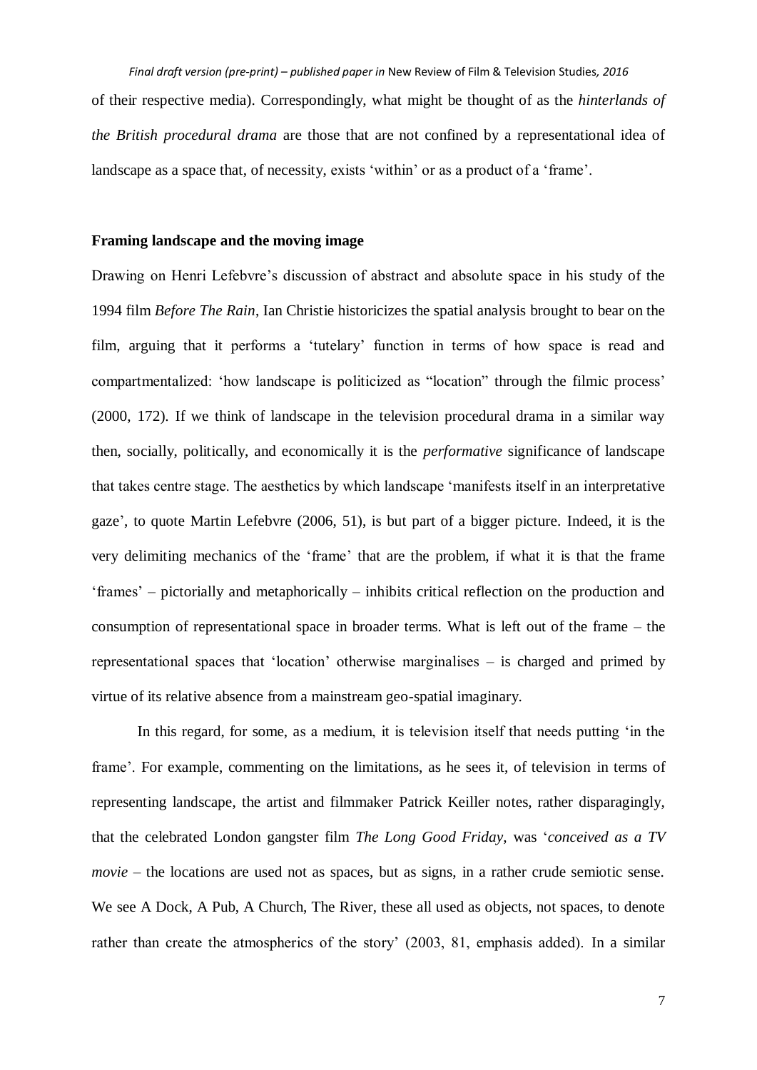of their respective media). Correspondingly, what might be thought of as the *hinterlands of the British procedural drama* are those that are not confined by a representational idea of landscape as a space that, of necessity, exists 'within' or as a product of a 'frame'.

## Framing landscape and the moving image

Drawing on Henri Lefebvre's discussion of abstract and absolute space in his study of the 1994 film *Before The Rain*, Ian Christie historicizes the spatial analysis brought to bear on the film, arguing that it performs a 'tutelary' function in terms of how space is read and compartmentalized: 'how landscape is politicized as "location" through the filmic process' (2000, 172). If we think of landscape in the television procedural drama in a similar way then, socially, politically, and economically it is the *performative* significance of landscape that takes centre stage. The aesthetics by which landscape 'manifests itself in an interpretative gaze', to quote Martin Lefebvre (2006, 51), is but part of a bigger picture. Indeed, it is the very delimiting mechanics of the 'frame' that are the problem, if what it is that the frame 'frames' – pictorially and metaphorically – inhibits critical reflection on the production and consumption of representational space in broader terms. What is left out of the frame – the representational spaces that 'location' otherwise marginalises – is charged and primed by virtue of its relative absence from a mainstream geo-spatial imaginary.

In this regard, for some, as a medium, it is television itself that needs putting 'in the frame'. For example, commenting on the limitations, as he sees it, of television in terms of representing landscape, the artist and filmmaker Patrick Keiller notes, rather disparagingly, that the celebrated London gangster film *The Long Good Friday*, was '*conceived as a TV movie* – the locations are used not as spaces, but as signs, in a rather crude semiotic sense. We see A Dock, A Pub, A Church, The River, these all used as objects, not spaces, to denote rather than create the atmospherics of the story' (2003, 81, emphasis added). In a similar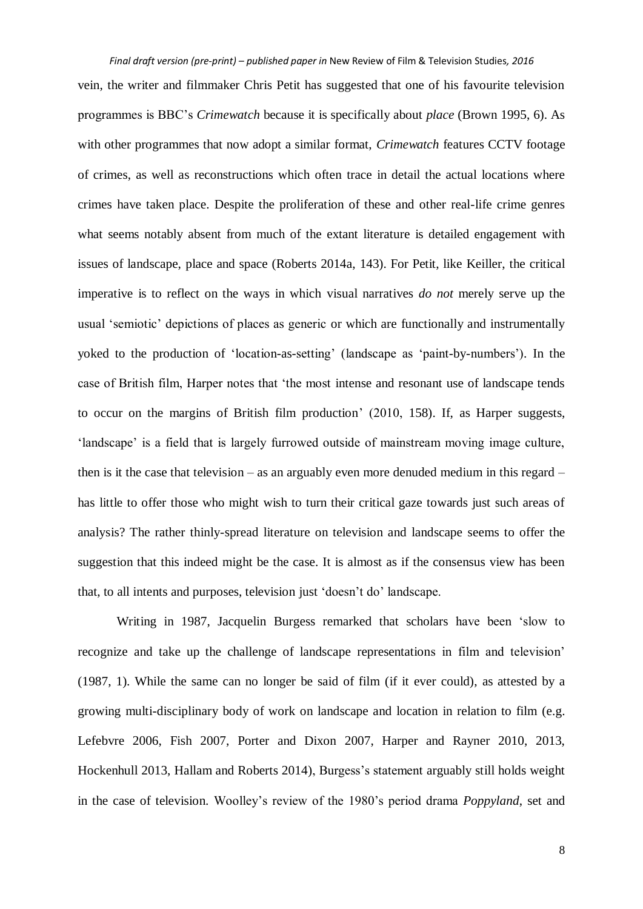vein, the writer and filmmaker Chris Petit has suggested that one of his favourite television programmes is BBC's *Crimewatch* because it is specifically about *place* (Brown 1995, 6). As with other programmes that now adopt a similar format, *Crimewatch* features CCTV footage of crimes, as well as reconstructions which often trace in detail the actual locations where crimes have taken place. Despite the proliferation of these and other real-life crime genres what seems notably absent from much of the extant literature is detailed engagement with issues of landscape, place and space (Roberts 2014a, 143). For Petit, like Keiller, the critical imperative is to reflect on the ways in which visual narratives *do not* merely serve up the usual 'semiotic' depictions of places as generic or which are functionally and instrumentally yoked to the production of 'location-as-setting' (landscape as 'paint-by-numbers'). In the case of British film, Harper notes that 'the most intense and resonant use of landscape tends to occur on the margins of British film production' (2010, 158). If, as Harper suggests, 'landscape' is a field that is largely furrowed outside of mainstream moving image culture, then is it the case that television – as an arguably even more denuded medium in this regard – has little to offer those who might wish to turn their critical gaze towards just such areas of analysis? The rather thinly-spread literature on television and landscape seems to offer the suggestion that this indeed might be the case. It is almost as if the consensus view has been that, to all intents and purposes, television just 'doesn't do' landscape.

Writing in 1987, Jacquelin Burgess remarked that scholars have been 'slow to recognize and take up the challenge of landscape representations in film and television' (1987, 1). While the same can no longer be said of film (if it ever could), as attested by a growing multi-disciplinary body of work on landscape and location in relation to film (e.g. Lefebvre 2006, Fish 2007, Porter and Dixon 2007, Harper and Rayner 2010, 2013, Hockenhull 2013, Hallam and Roberts 2014), Burgess's statement arguably still holds weight in the case of television. Woolley's review of the 1980's period drama *Poppyland*, set and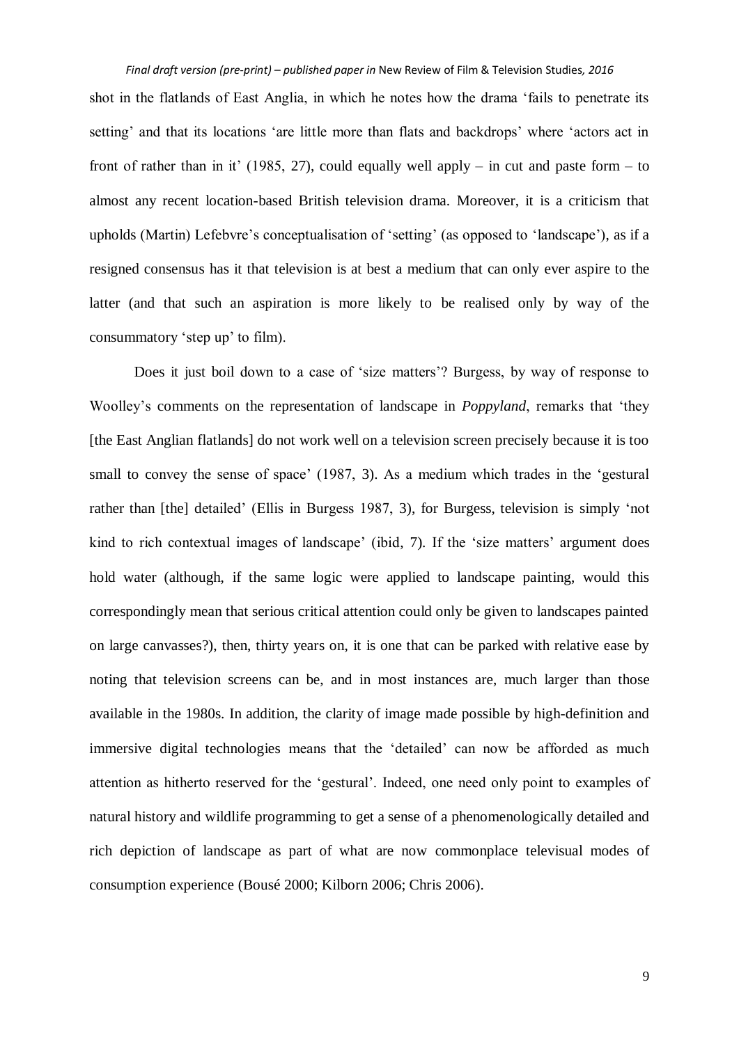shot in the flatlands of East Anglia, in which he notes how the drama 'fails to penetrate its setting' and that its locations 'are little more than flats and backdrops' where 'actors act in front of rather than in it' (1985, 27), could equally well apply – in cut and paste form – to almost any recent location-based British television drama. Moreover, it is a criticism that upholds (Martin) Lefebvre's conceptualisation of 'setting' (as opposed to 'landscape'), as if a resigned consensus has it that television is at best a medium that can only ever aspire to the latter (and that such an aspiration is more likely to be realised only by way of the consummatory 'step up' to film).

Does it just boil down to a case of 'size matters'? Burgess, by way of response to Woolley's comments on the representation of landscape in *Poppyland*, remarks that 'they [the East Anglian flatlands] do not work well on a television screen precisely because it is too small to convey the sense of space' (1987, 3). As a medium which trades in the 'gestural rather than [the] detailed' (Ellis in Burgess 1987, 3), for Burgess, television is simply 'not kind to rich contextual images of landscape' (ibid, 7). If the 'size matters' argument does hold water (although, if the same logic were applied to landscape painting, would this correspondingly mean that serious critical attention could only be given to landscapes painted on large canvasses?), then, thirty years on, it is one that can be parked with relative ease by noting that television screens can be, and in most instances are, much larger than those available in the 1980s. In addition, the clarity of image made possible by high-definition and immersive digital technologies means that the 'detailed' can now be afforded as much attention as hitherto reserved for the 'gestural'. Indeed, one need only point to examples of natural history and wildlife programming to get a sense of a phenomenologically detailed and rich depiction of landscape as part of what are now commonplace televisual modes of consumption experience (Bousé 2000; Kilborn 2006; Chris 2006).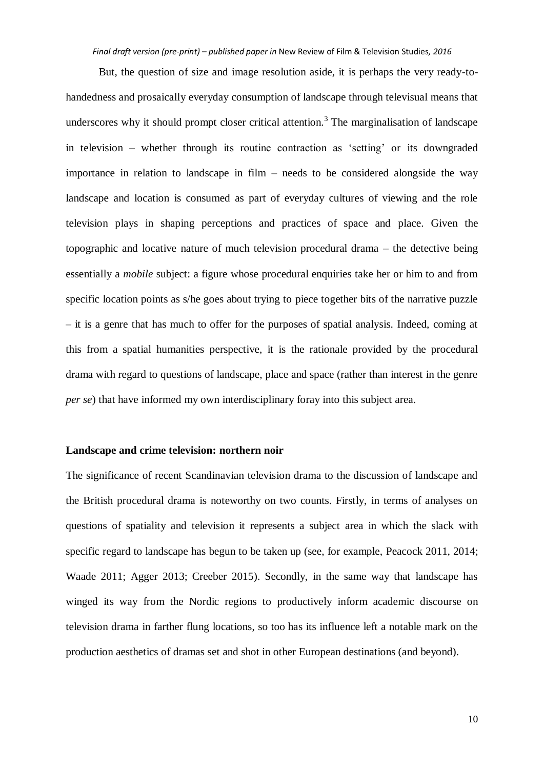But, the question of size and image resolution aside, it is perhaps the very ready-to-handedness and prosaically everyday consumption of landscape through televisual means that underscores why it should prompt closer critical attention.[3] The marginalisation of landscape in television – whether through its routine contraction as 'setting' or its downgraded importance in relation to landscape in film – needs to be considered alongside the way landscape and location is consumed as part of everyday cultures of viewing and the role television plays in shaping perceptions and practices of space and place. Given the topographic and locative nature of much television procedural drama – the detective being essentially a *mobile* subject: a figure whose procedural enquiries take her or him to and from specific location points as s/he goes about trying to piece together bits of the narrative puzzle – it is a genre that has much to offer for the purposes of spatial analysis. Indeed, coming at this from a spatial humanities perspective, it is the rationale provided by the procedural drama with regard to questions of landscape, place and space (rather than interest in the genre *per se*) that have informed my own interdisciplinary foray into this subject area.

**Landscape and crime television: northern noir**

The significance of recent Scandinavian television drama to the discussion of landscape and the British procedural drama is noteworthy on two counts. Firstly, in terms of analyses on questions of spatiality and television it represents a subject area in which the slack with specific regard to landscape has begun to be taken up (see, for example, Peacock 2011, 2014; Waade 2011; Agger 2013; Creeber 2015). Secondly, in the same way that landscape has winged its way from the Nordic regions to productively inform academic discourse on television drama in farther flung locations, so too has its influence left a notable mark on the production aesthetics of dramas set and shot in other European destinations (and beyond).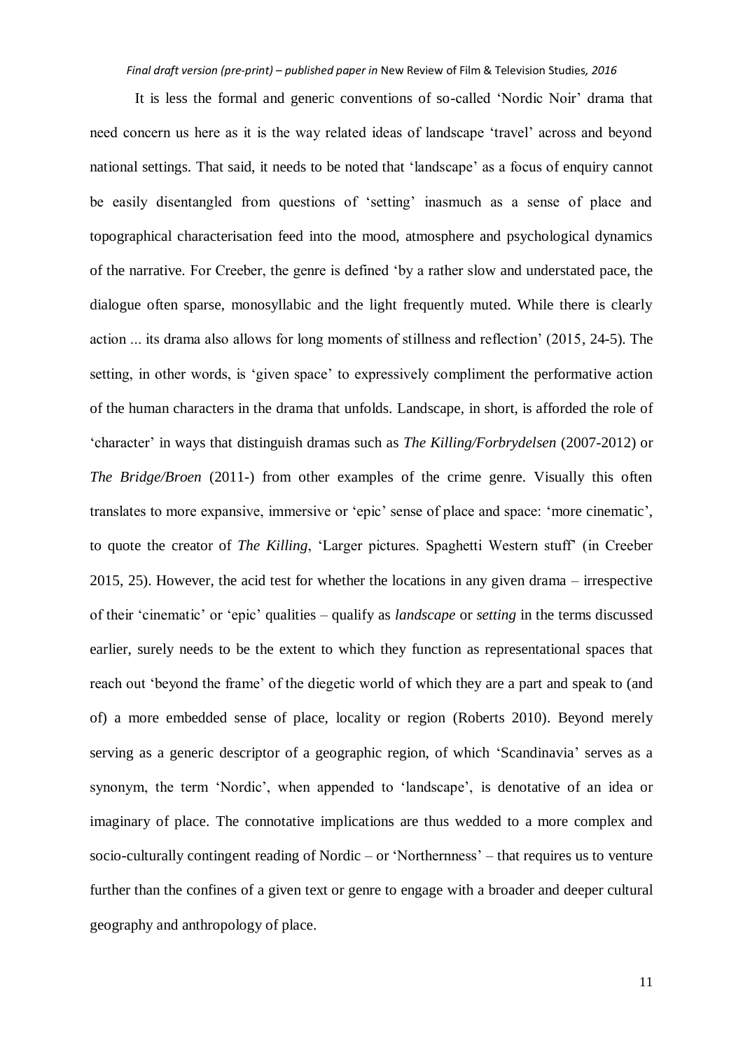It is less the formal and generic conventions of so-called 'Nordic Noir' drama that need concern us here as it is the way related ideas of landscape 'travel' across and beyond national settings. That said, it needs to be noted that 'landscape' as a focus of enquiry cannot be easily disentangled from questions of 'setting' inasmuch as a sense of place and topographical characterisation feed into the mood, atmosphere and psychological dynamics of the narrative. For Creeber, the genre is defined 'by a rather slow and understated pace, the dialogue often sparse, monosyllabic and the light frequently muted. While there is clearly action ... its drama also allows for long moments of stillness and reflection' (2015, 24-5). The setting, in other words, is 'given space' to expressively compliment the performative action of the human characters in the drama that unfolds. Landscape, in short, is afforded the role of 'character' in ways that distinguish dramas such as *The Killing/Forbrydelsen* (2007-2012) or *The Bridge/Broen* (2011-) from other examples of the crime genre. Visually this often translates to more expansive, immersive or 'epic' sense of place and space: 'more cinematic', to quote the creator of *The Killing*, 'Larger pictures. Spaghetti Western stuff' (in Creeber 2015, 25). However, the acid test for whether the locations in any given drama – irrespective of their 'cinematic' or 'epic' qualities – qualify as *landscape* or *setting* in the terms discussed earlier, surely needs to be the extent to which they function as representational spaces that reach out 'beyond the frame' of the diegetic world of which they are a part and speak to (and of) a more embedded sense of place, locality or region (Roberts 2010). Beyond merely serving as a generic descriptor of a geographic region, of which 'Scandinavia' serves as a synonym, the term 'Nordic', when appended to 'landscape', is denotative of an idea or imaginary of place. The connotative implications are thus wedded to a more complex and socio-culturally contingent reading of Nordic – or 'Northernness' – that requires us to venture further than the confines of a given text or genre to engage with a broader and deeper cultural geography and anthropology of place.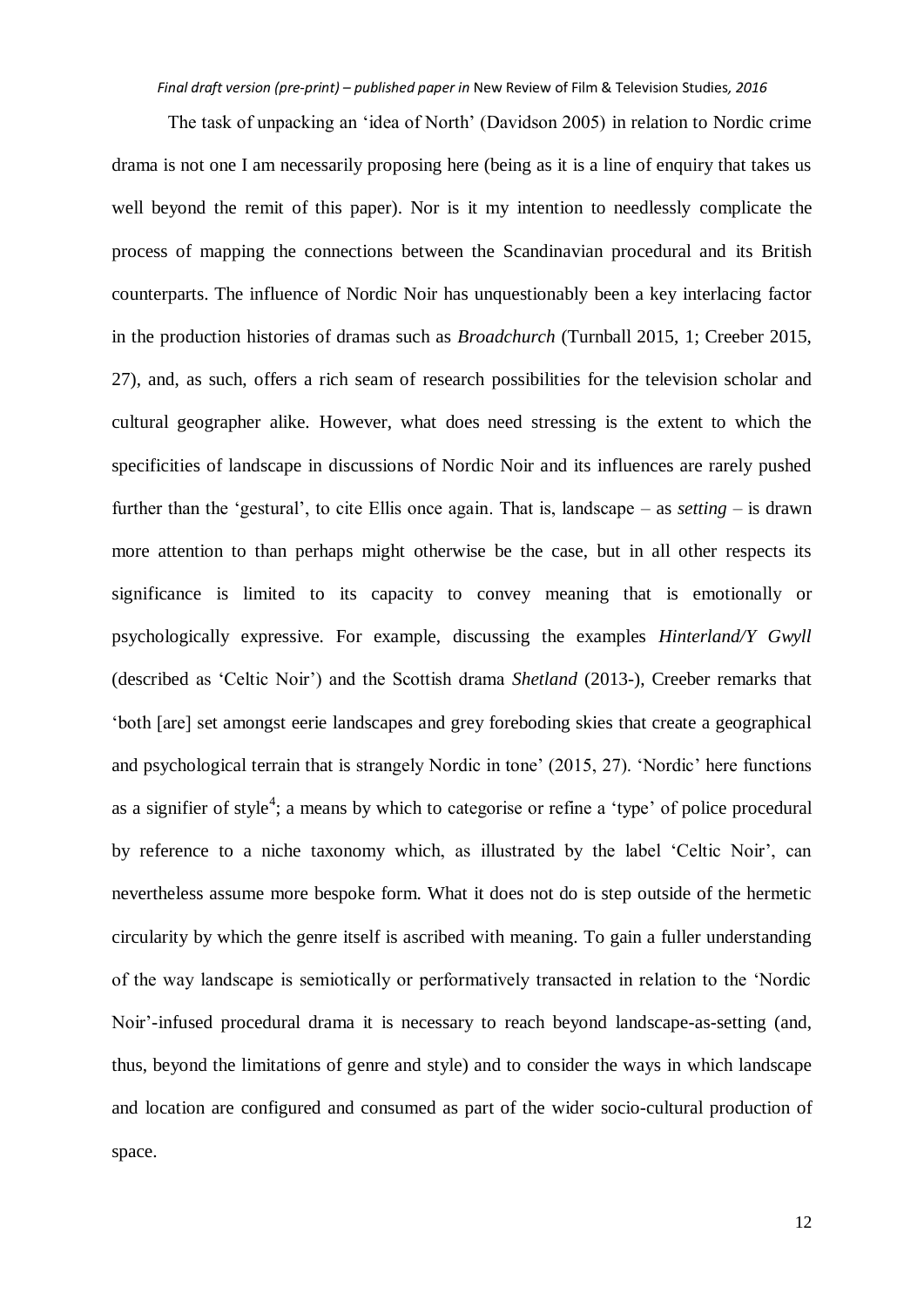The task of unpacking an 'idea of North' (Davidson 2005) in relation to Nordic crime drama is not one I am necessarily proposing here (being as it is a line of enquiry that takes us well beyond the remit of this paper). Nor is it my intention to needlessly complicate the process of mapping the connections between the Scandinavian procedural and its British counterparts. The influence of Nordic Noir has unquestionably been a key interlacing factor in the production histories of dramas such as *Broadchurch* (Turnball 2015, 1; Creeber 2015, 27), and, as such, offers a rich seam of research possibilities for the television scholar and cultural geographer alike. However, what does need stressing is the extent to which the specificities of landscape in discussions of Nordic Noir and its influences are rarely pushed further than the 'gestural', to cite Ellis once again. That is, landscape – as *setting* – is drawn more attention to than perhaps might otherwise be the case, but in all other respects its significance is limited to its capacity to convey meaning that is emotionally or psychologically expressive. For example, discussing the examples *Hinterland/Y Gwyll* (described as 'Celtic Noir') and the Scottish drama *Shetland* (2013-), Creeber remarks that 'both [are] set amongst eerie landscapes and grey foreboding skies that create a geographical and psychological terrain that is strangely Nordic in tone' (2015, 27). 'Nordic' here functions as a signifier of style[4]; a means by which to categorise or refine a 'type' of police procedural by reference to a niche taxonomy which, as illustrated by the label 'Celtic Noir', can nevertheless assume more bespoke form. What it does not do is step outside of the hermetic circularity by which the genre itself is ascribed with meaning. To gain a fuller understanding of the way landscape is semiotically or performatively transacted in relation to the 'Nordic Noir'-infused procedural drama it is necessary to reach beyond landscape-as-setting (and, thus, beyond the limitations of genre and style) and to consider the ways in which landscape and location are configured and consumed as part of the wider socio-cultural production of space.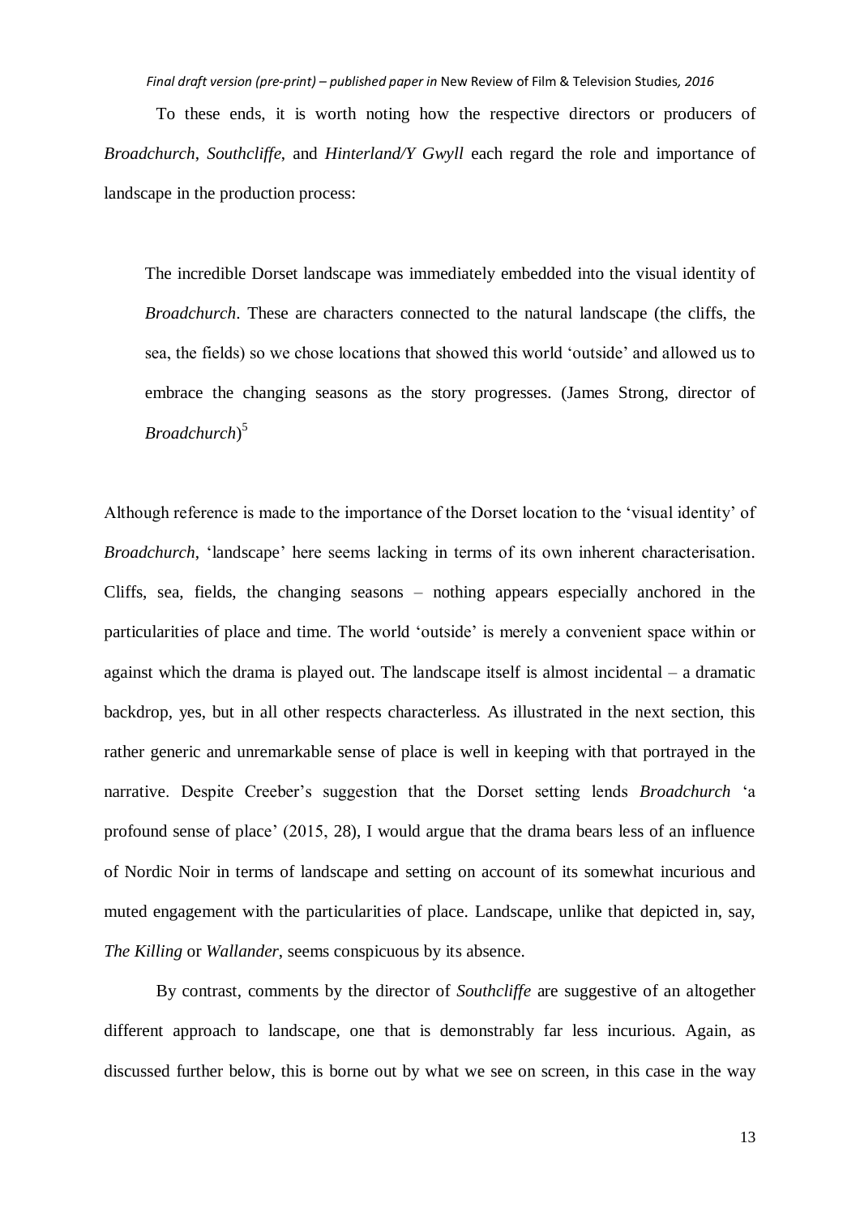To these ends, it is worth noting how the respective directors or producers of *Broadchurch*, *Southcliffe*, and *Hinterland/Y Gwyll* each regard the role and importance of landscape in the production process:

> The incredible Dorset landscape was immediately embedded into the visual identity of *Broadchurch*. These are characters connected to the natural landscape (the cliffs, the sea, the fields) so we chose locations that showed this world 'outside' and allowed us to embrace the changing seasons as the story progresses. (James Strong, director of *Broadchurch*)[5]

Although reference is made to the importance of the Dorset location to the 'visual identity' of *Broadchurch*, 'landscape' here seems lacking in terms of its own inherent characterisation. Cliffs, sea, fields, the changing seasons – nothing appears especially anchored in the particularities of place and time. The world 'outside' is merely a convenient space within or against which the drama is played out. The landscape itself is almost incidental – a dramatic backdrop, yes, but in all other respects characterless. As illustrated in the next section, this rather generic and unremarkable sense of place is well in keeping with that portrayed in the narrative. Despite Creeber's suggestion that the Dorset setting lends *Broadchurch* 'a profound sense of place' (2015, 28), I would argue that the drama bears less of an influence of Nordic Noir in terms of landscape and setting on account of its somewhat incurious and muted engagement with the particularities of place. Landscape, unlike that depicted in, say, *The Killing* or *Wallander*, seems conspicuous by its absence.

By contrast, comments by the director of *Southcliffe* are suggestive of an altogether different approach to landscape, one that is demonstrably far less incurious. Again, as discussed further below, this is borne out by what we see on screen, in this case in the way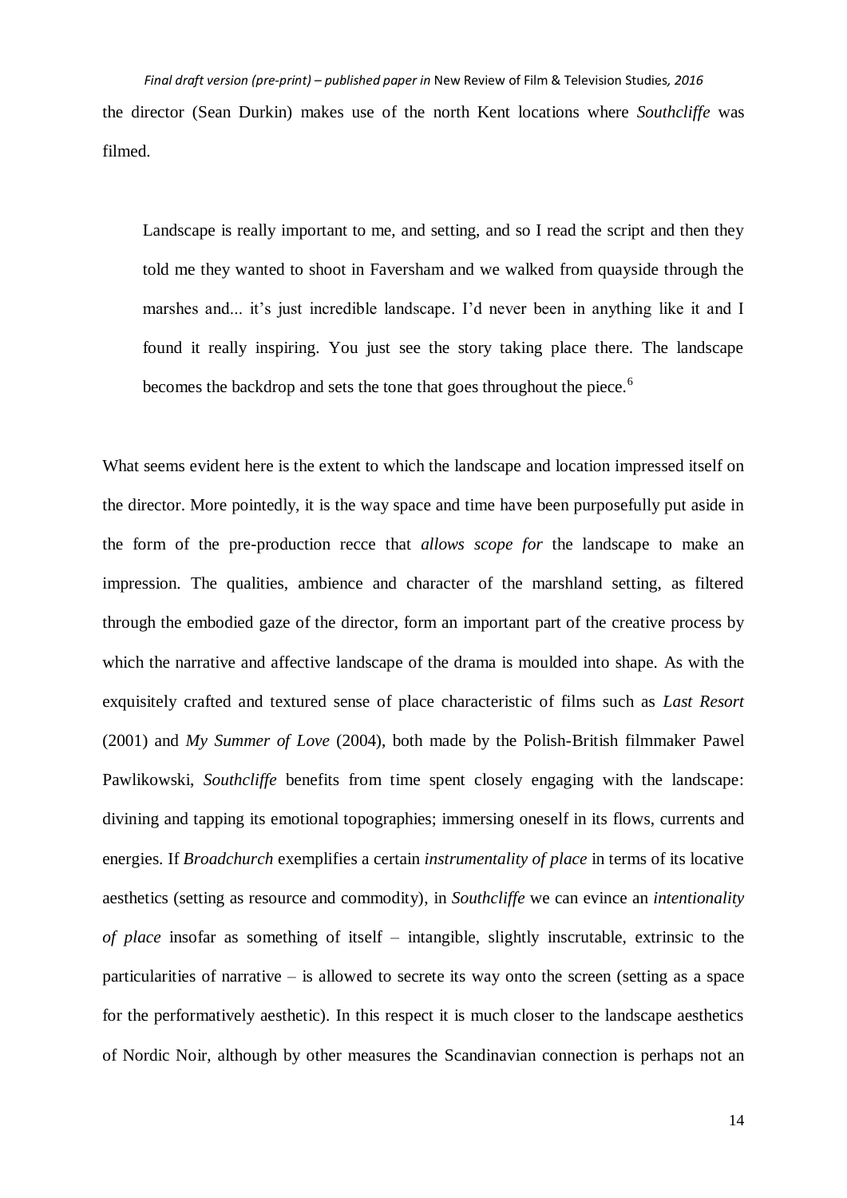the director (Sean Durkin) makes use of the north Kent locations where *Southcliffe* was filmed.

> Landscape is really important to me, and setting, and so I read the script and then they told me they wanted to shoot in Faversham and we walked from quayside through the marshes and... it's just incredible landscape. I'd never been in anything like it and I found it really inspiring. You just see the story taking place there. The landscape becomes the backdrop and sets the tone that goes throughout the piece.[6]

What seems evident here is the extent to which the landscape and location impressed itself on the director. More pointedly, it is the way space and time have been purposefully put aside in the form of the pre-production recce that *allows scope for* the landscape to make an impression. The qualities, ambience and character of the marshland setting, as filtered through the embodied gaze of the director, form an important part of the creative process by which the narrative and affective landscape of the drama is moulded into shape. As with the exquisitely crafted and textured sense of place characteristic of films such as *Last Resort* (2001) and *My Summer of Love* (2004), both made by the Polish-British filmmaker Pawel Pawlikowski, *Southcliffe* benefits from time spent closely engaging with the landscape: divining and tapping its emotional topographies; immersing oneself in its flows, currents and energies. If *Broadchurch* exemplifies a certain *instrumentality of place* in terms of its locative aesthetics (setting as resource and commodity), in *Southcliffe* we can evince an *intentionality of place* insofar as something of itself – intangible, slightly inscrutable, extrinsic to the particularities of narrative – is allowed to secrete its way onto the screen (setting as a space for the performatively aesthetic). In this respect it is much closer to the landscape aesthetics of Nordic Noir, although by other measures the Scandinavian connection is perhaps not an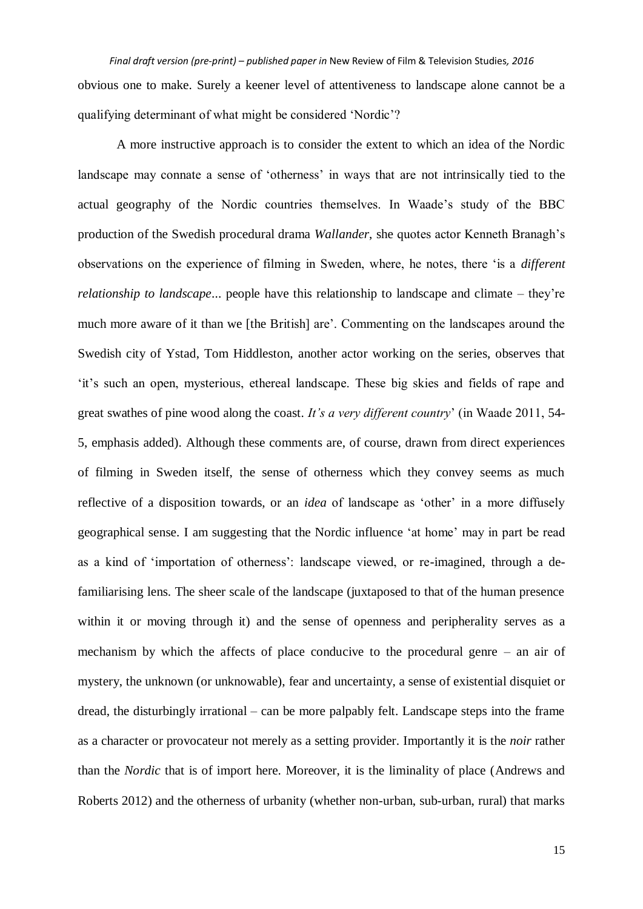obvious one to make. Surely a keener level of attentiveness to landscape alone cannot be a qualifying determinant of what might be considered 'Nordic'?

A more instructive approach is to consider the extent to which an idea of the Nordic landscape may connate a sense of 'otherness' in ways that are not intrinsically tied to the actual geography of the Nordic countries themselves. In Waade's study of the BBC production of the Swedish procedural drama *Wallander*, she quotes actor Kenneth Branagh's observations on the experience of filming in Sweden, where, he notes, there 'is a *different relationship to landscape*... people have this relationship to landscape and climate – they're much more aware of it than we [the British] are'. Commenting on the landscapes around the Swedish city of Ystad, Tom Hiddleston, another actor working on the series, observes that 'it's such an open, mysterious, ethereal landscape. These big skies and fields of rape and great swathes of pine wood along the coast. *It's a very different country*' (in Waade 2011, 54-5, emphasis added). Although these comments are, of course, drawn from direct experiences of filming in Sweden itself, the sense of otherness which they convey seems as much reflective of a disposition towards, or an *idea* of landscape as 'other' in a more diffusely geographical sense. I am suggesting that the Nordic influence 'at home' may in part be read as a kind of 'importation of otherness': landscape viewed, or re-imagined, through a de-familiarising lens. The sheer scale of the landscape (juxtaposed to that of the human presence within it or moving through it) and the sense of openness and peripherality serves as a mechanism by which the affects of place conducive to the procedural genre – an air of mystery, the unknown (or unknowable), fear and uncertainty, a sense of existential disquiet or dread, the disturbingly irrational – can be more palpably felt. Landscape steps into the frame as a character or provocateur not merely as a setting provider. Importantly it is the *noir* rather than the *Nordic* that is of import here. Moreover, it is the liminality of place (Andrews and Roberts 2012) and the otherness of urbanity (whether non-urban, sub-urban, rural) that marks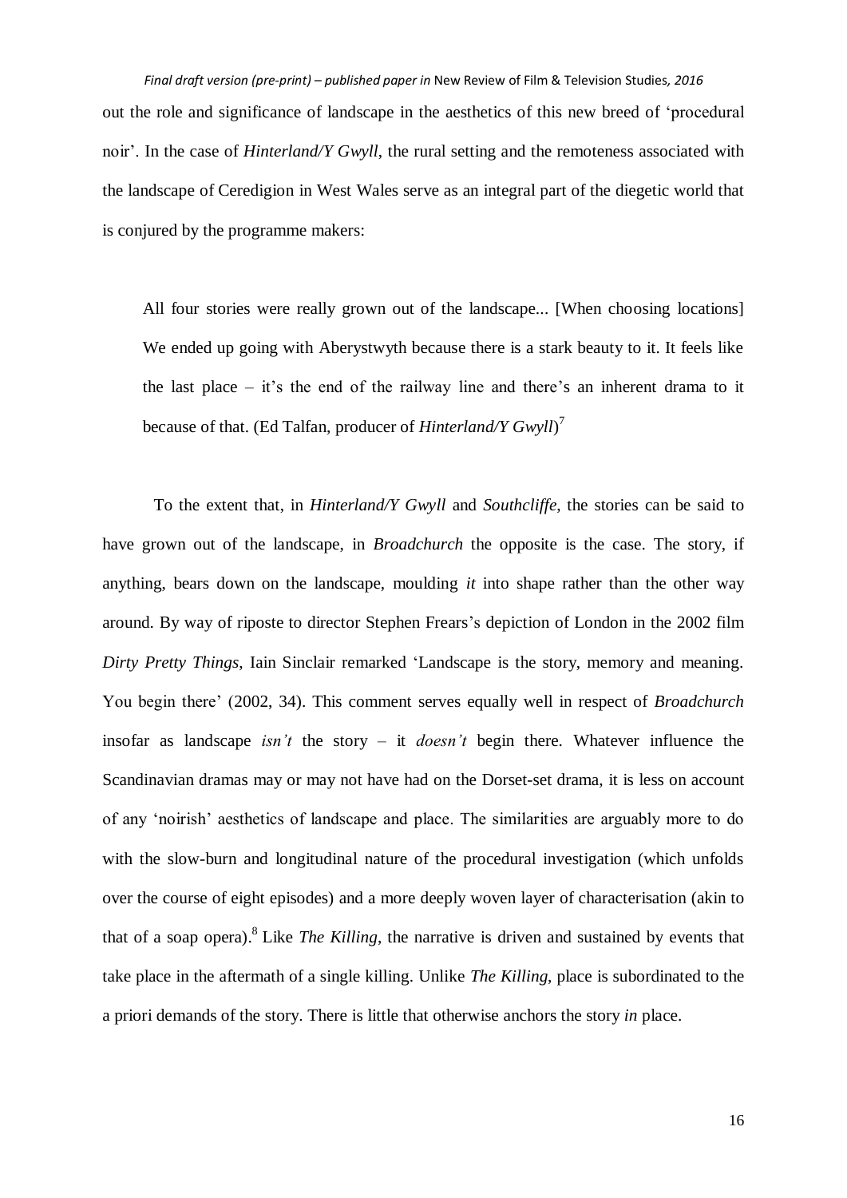out the role and significance of landscape in the aesthetics of this new breed of 'procedural noir'. In the case of *Hinterland/Y Gwyll*, the rural setting and the remoteness associated with the landscape of Ceredigion in West Wales serve as an integral part of the diegetic world that is conjured by the programme makers:

> All four stories were really grown out of the landscape... [When choosing locations] We ended up going with Aberystwyth because there is a stark beauty to it. It feels like the last place – it's the end of the railway line and there's an inherent drama to it because of that. (Ed Talfan, producer of *Hinterland/Y Gwyll*)[7]

To the extent that, in *Hinterland/Y Gwyll* and *Southcliffe*, the stories can be said to have grown out of the landscape, in *Broadchurch* the opposite is the case. The story, if anything, bears down on the landscape, moulding *it* into shape rather than the other way around. By way of riposte to director Stephen Frears's depiction of London in the 2002 film *Dirty Pretty Things*, Iain Sinclair remarked 'Landscape is the story, memory and meaning. You begin there' (2002, 34). This comment serves equally well in respect of *Broadchurch* insofar as landscape *isn't* the story – it *doesn't* begin there. Whatever influence the Scandinavian dramas may or may not have had on the Dorset-set drama, it is less on account of any 'noirish' aesthetics of landscape and place. The similarities are arguably more to do with the slow-burn and longitudinal nature of the procedural investigation (which unfolds over the course of eight episodes) and a more deeply woven layer of characterisation (akin to that of a soap opera).[8] Like *The Killing*, the narrative is driven and sustained by events that take place in the aftermath of a single killing. Unlike *The Killing*, place is subordinated to the a priori demands of the story. There is little that otherwise anchors the story *in* place.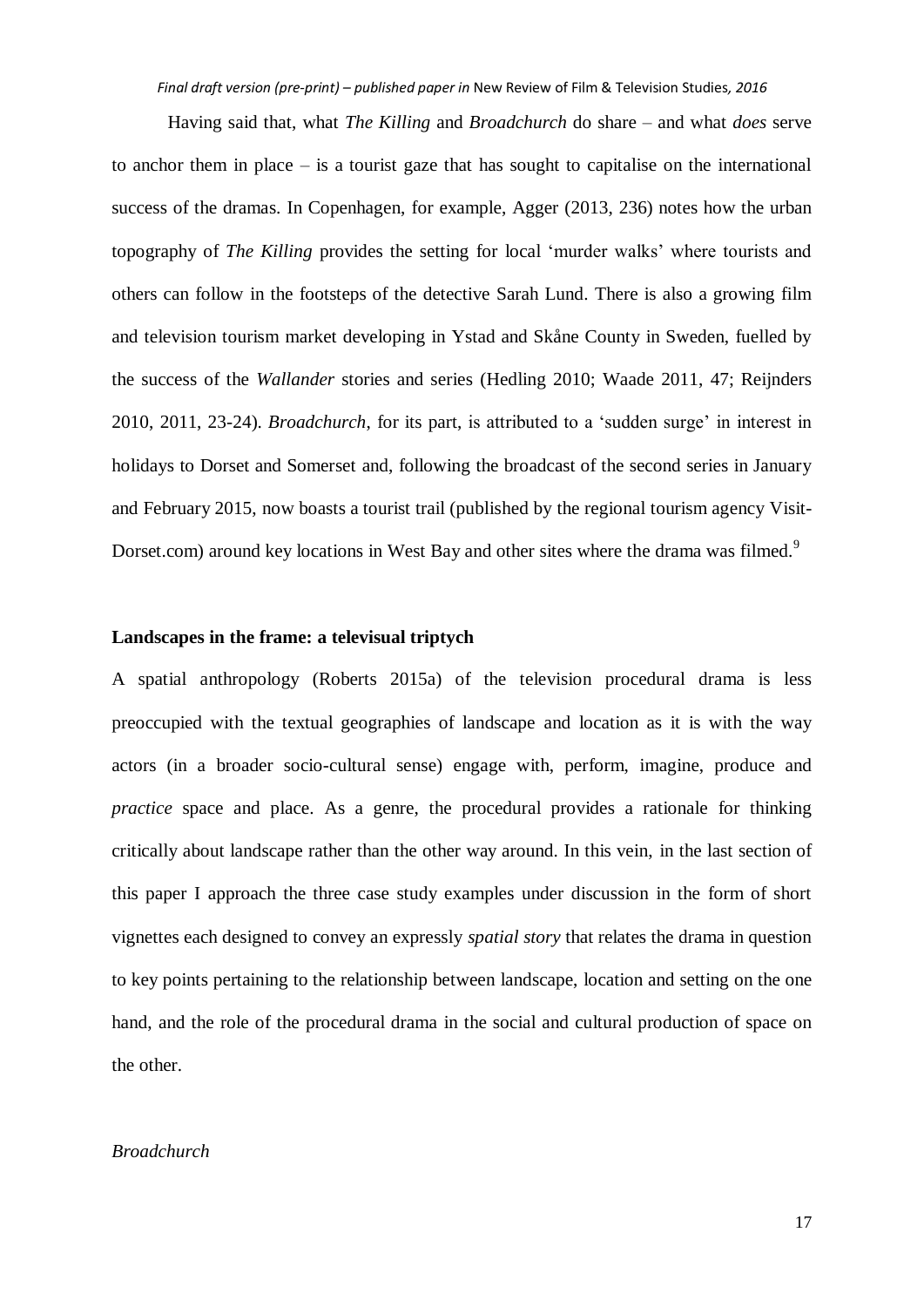Having said that, what *The Killing* and *Broadchurch* do share – and what *does* serve to anchor them in place – is a tourist gaze that has sought to capitalise on the international success of the dramas. In Copenhagen, for example, Agger (2013, 236) notes how the urban topography of *The Killing* provides the setting for local 'murder walks' where tourists and others can follow in the footsteps of the detective Sarah Lund. There is also a growing film and television tourism market developing in Ystad and Skåne County in Sweden, fuelled by the success of the *Wallander* stories and series (Hedling 2010; Waade 2011, 47; Reijnders 2010, 2011, 23-24). *Broadchurch*, for its part, is attributed to a 'sudden surge' in interest in holidays to Dorset and Somerset and, following the broadcast of the second series in January and February 2015, now boasts a tourist trail (published by the regional tourism agency Visit-Dorset.com) around key locations in West Bay and other sites where the drama was filmed.[9]

**Landscapes in the frame: a televisual triptych**

A spatial anthropology (Roberts 2015a) of the television procedural drama is less preoccupied with the textual geographies of landscape and location as it is with the way actors (in a broader socio-cultural sense) engage with, perform, imagine, produce and *practice* space and place. As a genre, the procedural provides a rationale for thinking critically about landscape rather than the other way around. In this vein, in the last section of this paper I approach the three case study examples under discussion in the form of short vignettes each designed to convey an expressly *spatial story* that relates the drama in question to key points pertaining to the relationship between landscape, location and setting on the one hand, and the role of the procedural drama in the social and cultural production of space on the other.

*Broadchurch*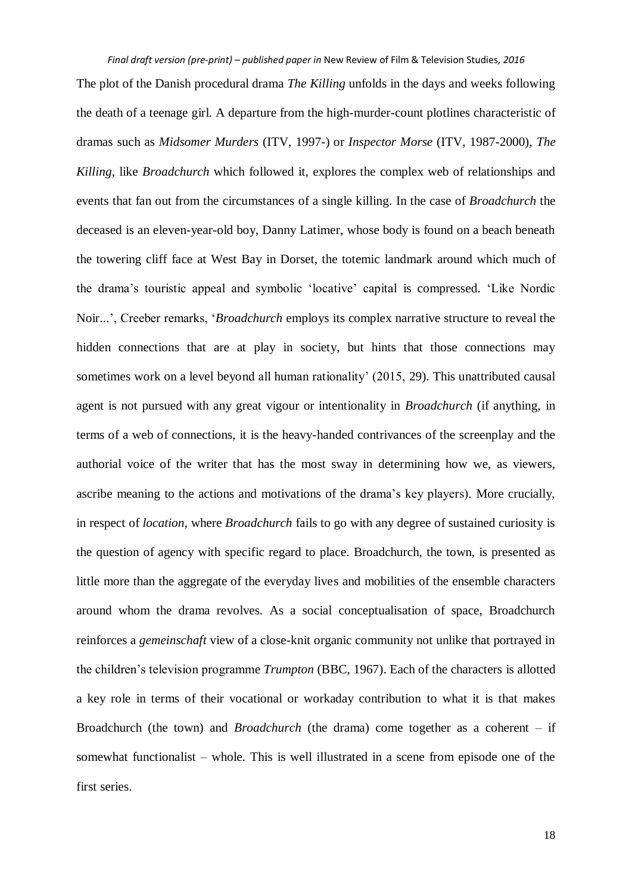The plot of the Danish procedural drama *The Killing* unfolds in the days and weeks following the death of a teenage girl. A departure from the high-murder-count plotlines characteristic of dramas such as *Midsomer Murders* (ITV, 1997-) or *Inspector Morse* (ITV, 1987-2000), *The Killing*, like *Broadchurch* which followed it, explores the complex web of relationships and events that fan out from the circumstances of a single killing. In the case of *Broadchurch* the deceased is an eleven-year-old boy, Danny Latimer, whose body is found on a beach beneath the towering cliff face at West Bay in Dorset, the totemic landmark around which much of the drama's touristic appeal and symbolic 'locative' capital is compressed. 'Like Nordic Noir...', Creeber remarks, '*Broadchurch* employs its complex narrative structure to reveal the hidden connections that are at play in society, but hints that those connections may sometimes work on a level beyond all human rationality' (2015, 29). This unattributed causal agent is not pursued with any great vigour or intentionality in *Broadchurch* (if anything, in terms of a web of connections, it is the heavy-handed contrivances of the screenplay and the authorial voice of the writer that has the most sway in determining how we, as viewers, ascribe meaning to the actions and motivations of the drama's key players). More crucially, in respect of *location*, where *Broadchurch* fails to go with any degree of sustained curiosity is the question of agency with specific regard to place. Broadchurch, the town, is presented as little more than the aggregate of the everyday lives and mobilities of the ensemble characters around whom the drama revolves. As a social conceptualisation of space, Broadchurch reinforces a *gemeinschaft* view of a close-knit organic community not unlike that portrayed in the children's television programme *Trumpton* (BBC, 1967). Each of the characters is allotted a key role in terms of their vocational or workaday contribution to what it is that makes Broadchurch (the town) and *Broadchurch* (the drama) come together as a coherent – if somewhat functionalist – whole. This is well illustrated in a scene from episode one of the first series.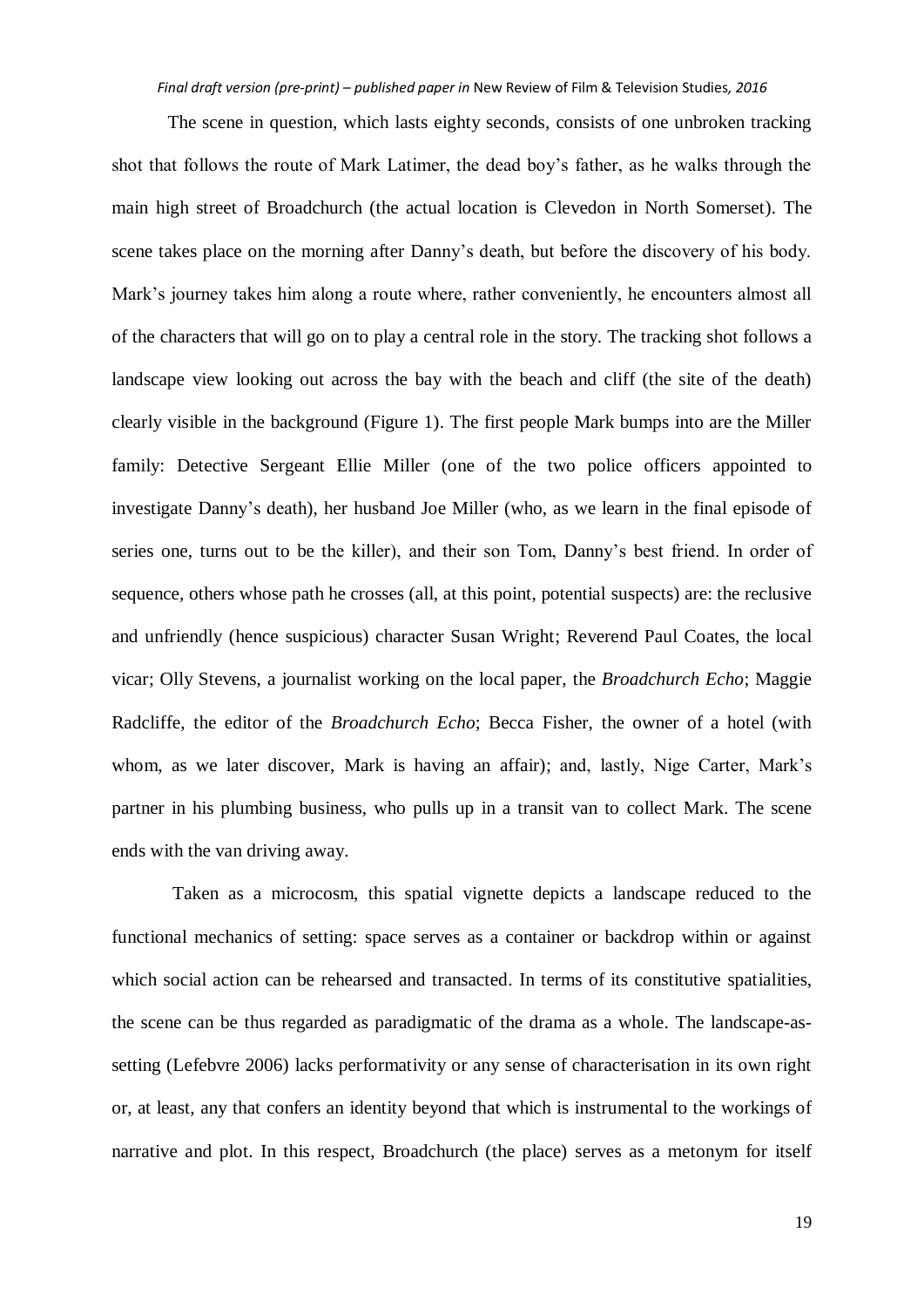The scene in question, which lasts eighty seconds, consists of one unbroken tracking shot that follows the route of Mark Latimer, the dead boy's father, as he walks through the main high street of Broadchurch (the actual location is Clevedon in North Somerset). The scene takes place on the morning after Danny's death, but before the discovery of his body. Mark's journey takes him along a route where, rather conveniently, he encounters almost all of the characters that will go on to play a central role in the story. The tracking shot follows a landscape view looking out across the bay with the beach and cliff (the site of the death) clearly visible in the background (Figure 1). The first people Mark bumps into are the Miller family: Detective Sergeant Ellie Miller (one of the two police officers appointed to investigate Danny's death), her husband Joe Miller (who, as we learn in the final episode of series one, turns out to be the killer), and their son Tom, Danny's best friend. In order of sequence, others whose path he crosses (all, at this point, potential suspects) are: the reclusive and unfriendly (hence suspicious) character Susan Wright; Reverend Paul Coates, the local vicar; Olly Stevens, a journalist working on the local paper, the *Broadchurch Echo*; Maggie Radcliffe, the editor of the *Broadchurch Echo*; Becca Fisher, the owner of a hotel (with whom, as we later discover, Mark is having an affair); and, lastly, Nige Carter, Mark's partner in his plumbing business, who pulls up in a transit van to collect Mark. The scene ends with the van driving away.

Taken as a microcosm, this spatial vignette depicts a landscape reduced to the functional mechanics of setting: space serves as a container or backdrop within or against which social action can be rehearsed and transacted. In terms of its constitutive spatialities, the scene can be thus regarded as paradigmatic of the drama as a whole. The landscape-as-setting (Lefebvre 2006) lacks performativity or any sense of characterisation in its own right or, at least, any that confers an identity beyond that which is instrumental to the workings of narrative and plot. In this respect, Broadchurch (the place) serves as a metonym for itself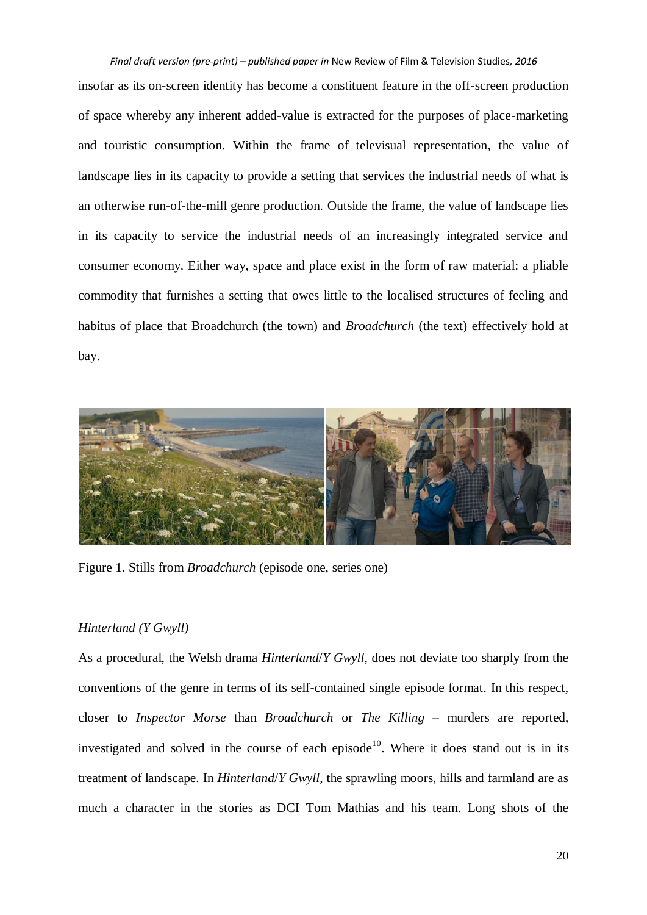insofar as its on-screen identity has become a constituent feature in the off-screen production of space whereby any inherent added-value is extracted for the purposes of place-marketing and touristic consumption. Within the frame of televisual representation, the value of landscape lies in its capacity to provide a setting that services the industrial needs of what is an otherwise run-of-the-mill genre production. Outside the frame, the value of landscape lies in its capacity to service the industrial needs of an increasingly integrated service and consumer economy. Either way, space and place exist in the form of raw material: a pliable commodity that furnishes a setting that owes little to the localised structures of feeling and habitus of place that Broadchurch (the town) and *Broadchurch* (the text) effectively hold at bay.

Figure 1. Stills from *Broadchurch* (episode one, series one)

*Hinterland (Y Gwyll)*

As a procedural, the Welsh drama *Hinterland*/*Y Gwyll*, does not deviate too sharply from the conventions of the genre in terms of its self-contained single episode format. In this respect, closer to *Inspector Morse* than *Broadchurch* or *The Killing* – murders are reported, investigated and solved in the course of each episode[10]. Where it does stand out is in its treatment of landscape. In *Hinterland*/*Y Gwyll*, the sprawling moors, hills and farmland are as much a character in the stories as DCI Tom Mathias and his team. Long shots of the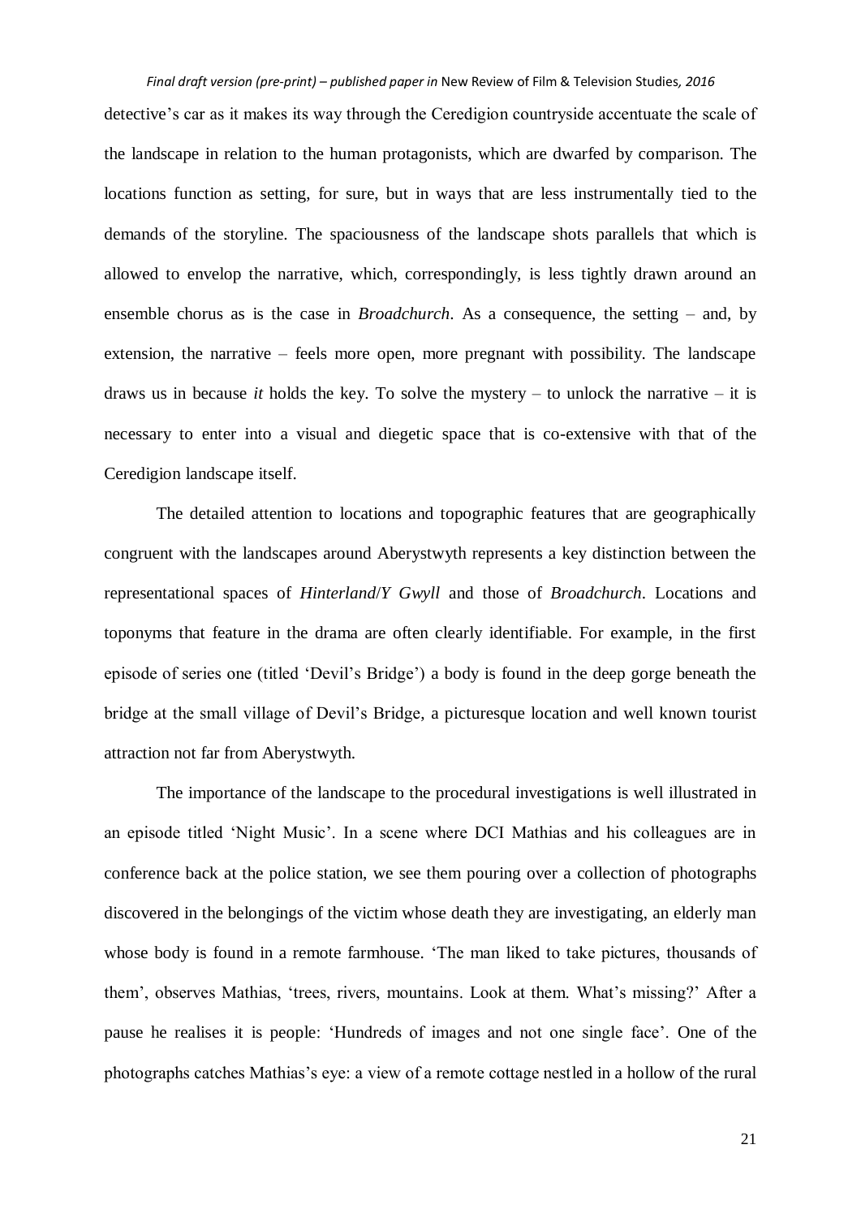detective's car as it makes its way through the Ceredigion countryside accentuate the scale of the landscape in relation to the human protagonists, which are dwarfed by comparison. The locations function as setting, for sure, but in ways that are less instrumentally tied to the demands of the storyline. The spaciousness of the landscape shots parallels that which is allowed to envelop the narrative, which, correspondingly, is less tightly drawn around an ensemble chorus as is the case in *Broadchurch*. As a consequence, the setting – and, by extension, the narrative – feels more open, more pregnant with possibility. The landscape draws us in because *it* holds the key. To solve the mystery – to unlock the narrative – it is necessary to enter into a visual and diegetic space that is co-extensive with that of the Ceredigion landscape itself.

The detailed attention to locations and topographic features that are geographically congruent with the landscapes around Aberystwyth represents a key distinction between the representational spaces of *Hinterland*/*Y Gwyll* and those of *Broadchurch*. Locations and toponyms that feature in the drama are often clearly identifiable. For example, in the first episode of series one (titled 'Devil's Bridge') a body is found in the deep gorge beneath the bridge at the small village of Devil's Bridge, a picturesque location and well known tourist attraction not far from Aberystwyth.

The importance of the landscape to the procedural investigations is well illustrated in an episode titled 'Night Music'. In a scene where DCI Mathias and his colleagues are in conference back at the police station, we see them pouring over a collection of photographs discovered in the belongings of the victim whose death they are investigating, an elderly man whose body is found in a remote farmhouse. 'The man liked to take pictures, thousands of them', observes Mathias, 'trees, rivers, mountains. Look at them. What's missing?' After a pause he realises it is people: 'Hundreds of images and not one single face'. One of the photographs catches Mathias's eye: a view of a remote cottage nestled in a hollow of the rural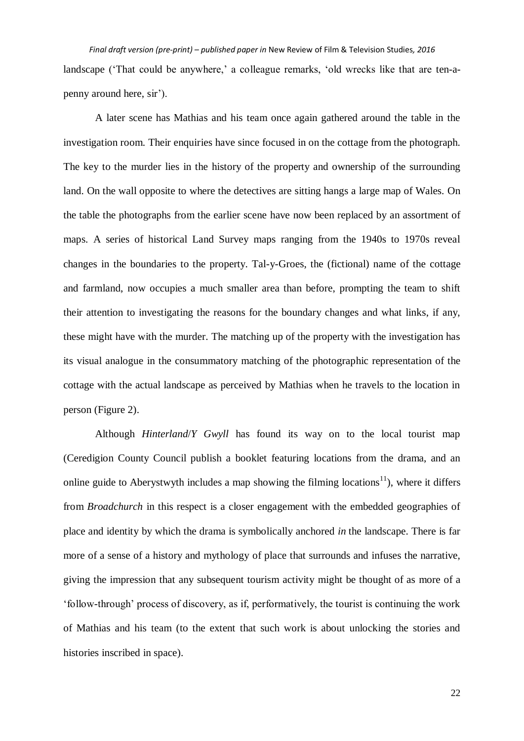landscape ('That could be anywhere,' a colleague remarks, 'old wrecks like that are ten-a-penny around here, sir').

A later scene has Mathias and his team once again gathered around the table in the investigation room. Their enquiries have since focused in on the cottage from the photograph. The key to the murder lies in the history of the property and ownership of the surrounding land. On the wall opposite to where the detectives are sitting hangs a large map of Wales. On the table the photographs from the earlier scene have now been replaced by an assortment of maps. A series of historical Land Survey maps ranging from the 1940s to 1970s reveal changes in the boundaries to the property. Tal-y-Groes, the (fictional) name of the cottage and farmland, now occupies a much smaller area than before, prompting the team to shift their attention to investigating the reasons for the boundary changes and what links, if any, these might have with the murder. The matching up of the property with the investigation has its visual analogue in the consummatory matching of the photographic representation of the cottage with the actual landscape as perceived by Mathias when he travels to the location in person (Figure 2).

Although *Hinterland*/*Y Gwyll* has found its way on to the local tourist map (Ceredigion County Council publish a booklet featuring locations from the drama, and an online guide to Aberystwyth includes a map showing the filming locations[11]), where it differs from *Broadchurch* in this respect is a closer engagement with the embedded geographies of place and identity by which the drama is symbolically anchored *in* the landscape. There is far more of a sense of a history and mythology of place that surrounds and infuses the narrative, giving the impression that any subsequent tourism activity might be thought of as more of a 'follow-through' process of discovery, as if, performatively, the tourist is continuing the work of Mathias and his team (to the extent that such work is about unlocking the stories and histories inscribed in space).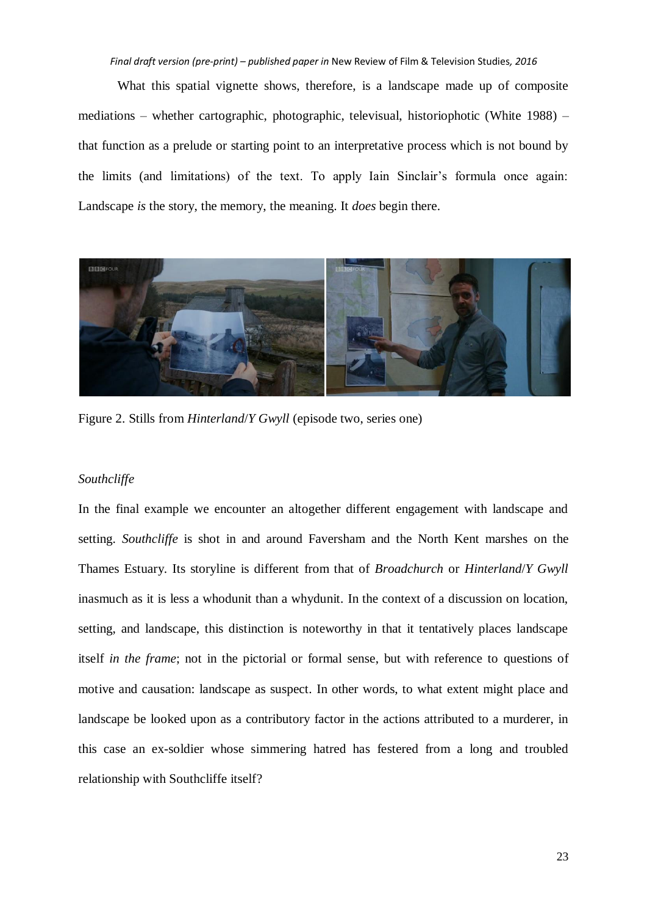What this spatial vignette shows, therefore, is a landscape made up of composite mediations – whether cartographic, photographic, televisual, historiophotic (White 1988) – that function as a prelude or starting point to an interpretative process which is not bound by the limits (and limitations) of the text. To apply Iain Sinclair's formula once again: Landscape *is* the story, the memory, the meaning. It *does* begin there.

Figure 2. Stills from *Hinterland*/*Y Gwyll* (episode two, series one)

*Southcliffe*

In the final example we encounter an altogether different engagement with landscape and setting. *Southcliffe* is shot in and around Faversham and the North Kent marshes on the Thames Estuary. Its storyline is different from that of *Broadchurch* or *Hinterland*/*Y Gwyll* inasmuch as it is less a whodunit than a whydunit. In the context of a discussion on location, setting, and landscape, this distinction is noteworthy in that it tentatively places landscape itself *in the frame*; not in the pictorial or formal sense, but with reference to questions of motive and causation: landscape as suspect. In other words, to what extent might place and landscape be looked upon as a contributory factor in the actions attributed to a murderer, in this case an ex-soldier whose simmering hatred has festered from a long and troubled relationship with Southcliffe itself?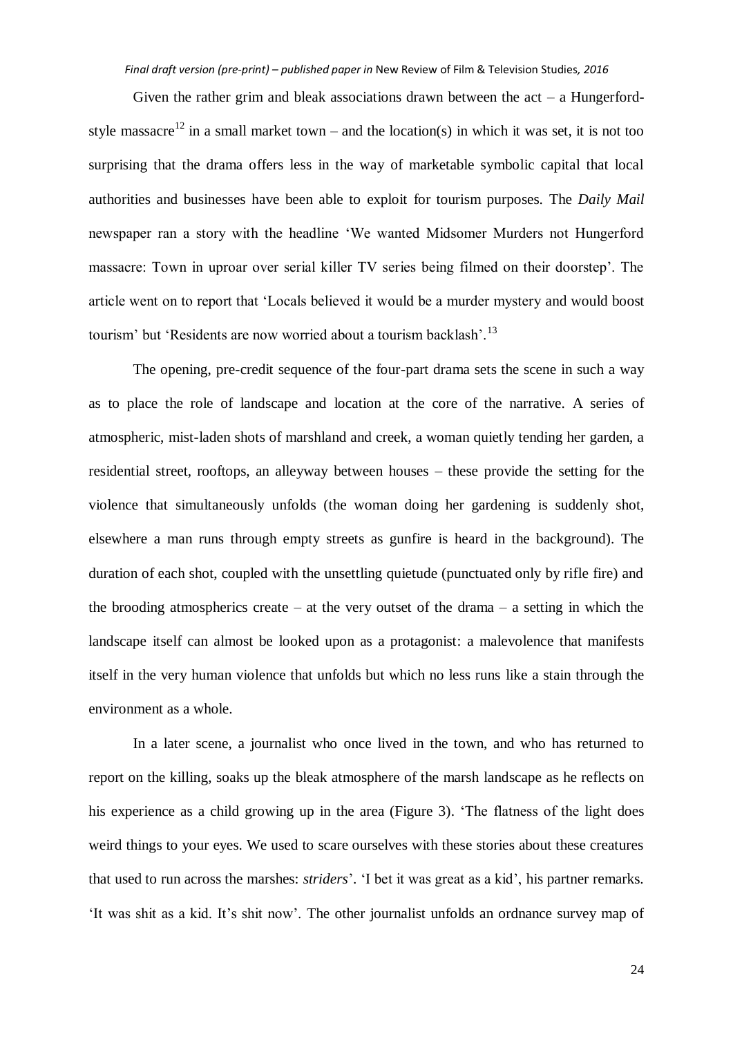Given the rather grim and bleak associations drawn between the act – a Hungerford-style massacre[12] in a small market town – and the location(s) in which it was set, it is not too surprising that the drama offers less in the way of marketable symbolic capital that local authorities and businesses have been able to exploit for tourism purposes. The *Daily Mail* newspaper ran a story with the headline 'We wanted Midsomer Murders not Hungerford massacre: Town in uproar over serial killer TV series being filmed on their doorstep'. The article went on to report that 'Locals believed it would be a murder mystery and would boost tourism' but 'Residents are now worried about a tourism backlash'.[13]

The opening, pre-credit sequence of the four-part drama sets the scene in such a way as to place the role of landscape and location at the core of the narrative. A series of atmospheric, mist-laden shots of marshland and creek, a woman quietly tending her garden, a residential street, rooftops, an alleyway between houses – these provide the setting for the violence that simultaneously unfolds (the woman doing her gardening is suddenly shot, elsewhere a man runs through empty streets as gunfire is heard in the background). The duration of each shot, coupled with the unsettling quietude (punctuated only by rifle fire) and the brooding atmospherics create – at the very outset of the drama – a setting in which the landscape itself can almost be looked upon as a protagonist: a malevolence that manifests itself in the very human violence that unfolds but which no less runs like a stain through the environment as a whole.

In a later scene, a journalist who once lived in the town, and who has returned to report on the killing, soaks up the bleak atmosphere of the marsh landscape as he reflects on his experience as a child growing up in the area (Figure 3). 'The flatness of the light does weird things to your eyes. We used to scare ourselves with these stories about these creatures that used to run across the marshes: *striders*'. 'I bet it was great as a kid', his partner remarks. 'It was shit as a kid. It's shit now'. The other journalist unfolds an ordnance survey map of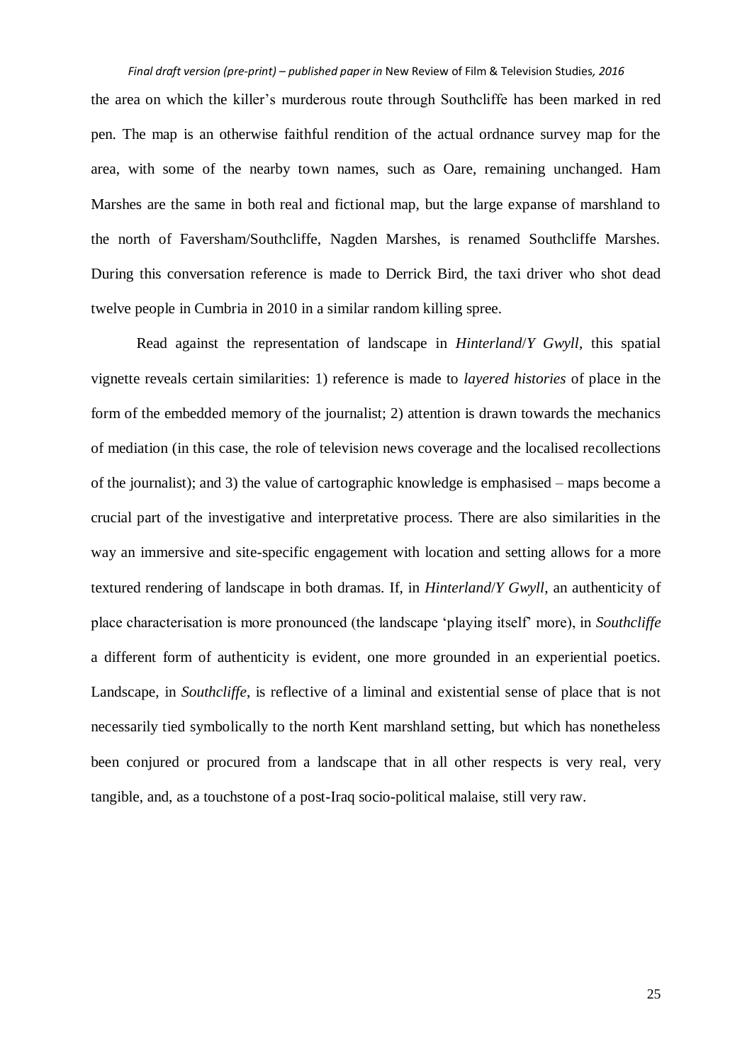the area on which the killer's murderous route through Southcliffe has been marked in red pen. The map is an otherwise faithful rendition of the actual ordnance survey map for the area, with some of the nearby town names, such as Oare, remaining unchanged. Ham Marshes are the same in both real and fictional map, but the large expanse of marshland to the north of Faversham/Southcliffe, Nagden Marshes, is renamed Southcliffe Marshes. During this conversation reference is made to Derrick Bird, the taxi driver who shot dead twelve people in Cumbria in 2010 in a similar random killing spree.

Read against the representation of landscape in *Hinterland*/*Y Gwyll*, this spatial vignette reveals certain similarities: 1) reference is made to *layered histories* of place in the form of the embedded memory of the journalist; 2) attention is drawn towards the mechanics of mediation (in this case, the role of television news coverage and the localised recollections of the journalist); and 3) the value of cartographic knowledge is emphasised – maps become a crucial part of the investigative and interpretative process. There are also similarities in the way an immersive and site-specific engagement with location and setting allows for a more textured rendering of landscape in both dramas. If, in *Hinterland*/*Y Gwyll*, an authenticity of place characterisation is more pronounced (the landscape 'playing itself' more), in *Southcliffe* a different form of authenticity is evident, one more grounded in an experiential poetics. Landscape, in *Southcliffe*, is reflective of a liminal and existential sense of place that is not necessarily tied symbolically to the north Kent marshland setting, but which has nonetheless been conjured or procured from a landscape that in all other respects is very real, very tangible, and, as a touchstone of a post-Iraq socio-political malaise, still very raw.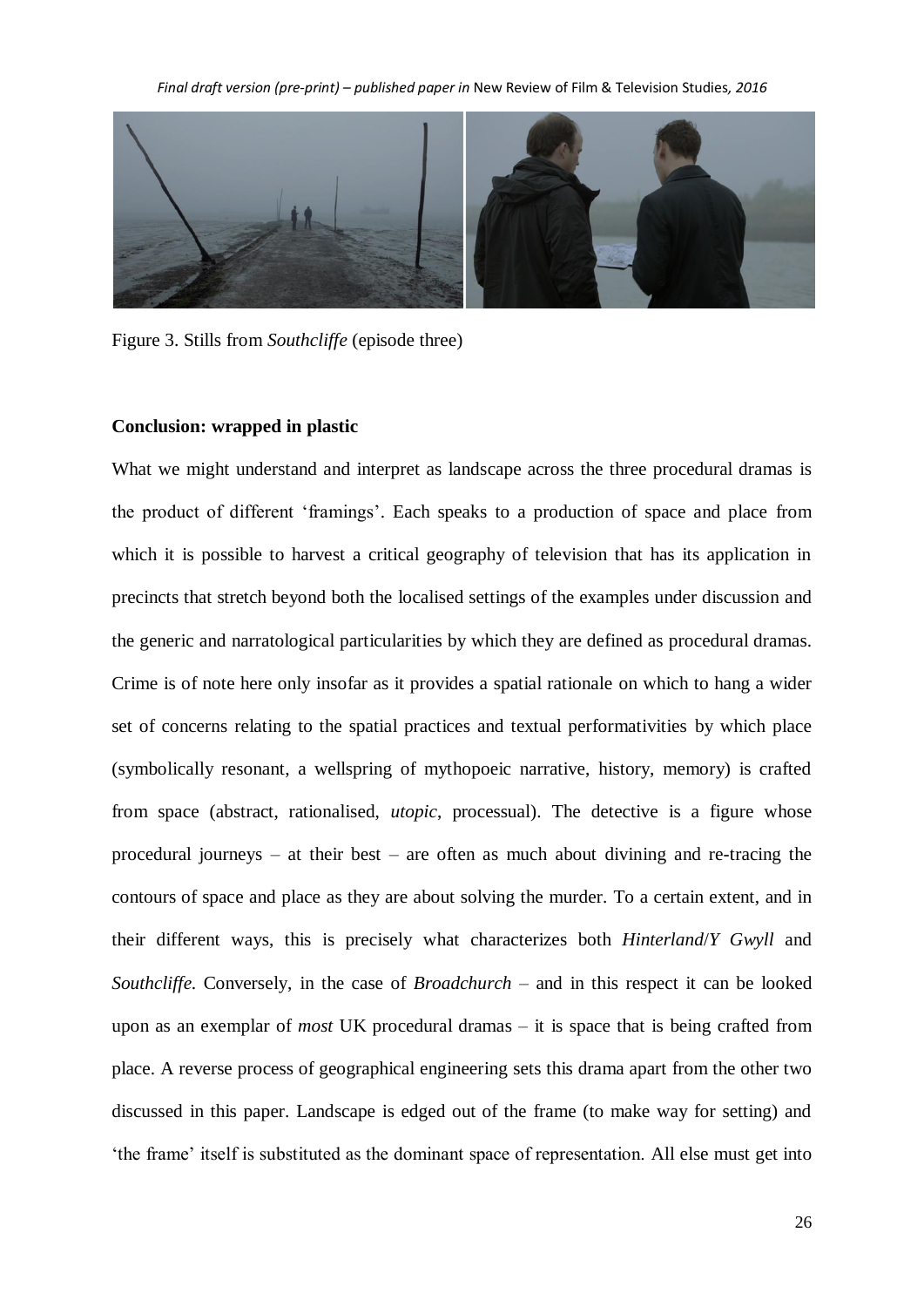Figure 3. Stills from *Southcliffe* (episode three)

**Conclusion: wrapped in plastic**

What we might understand and interpret as landscape across the three procedural dramas is the product of different 'framings'. Each speaks to a production of space and place from which it is possible to harvest a critical geography of television that has its application in precincts that stretch beyond both the localised settings of the examples under discussion and the generic and narratological particularities by which they are defined as procedural dramas. Crime is of note here only insofar as it provides a spatial rationale on which to hang a wider set of concerns relating to the spatial practices and textual performativities by which place (symbolically resonant, a wellspring of mythopoeic narrative, history, memory) is crafted from space (abstract, rationalised, *utopic*, processual). The detective is a figure whose procedural journeys – at their best – are often as much about divining and re-tracing the contours of space and place as they are about solving the murder. To a certain extent, and in their different ways, this is precisely what characterizes both *Hinterland*/*Y Gwyll* and *Southcliffe*. Conversely, in the case of *Broadchurch* – and in this respect it can be looked upon as an exemplar of *most* UK procedural dramas – it is space that is being crafted from place. A reverse process of geographical engineering sets this drama apart from the other two discussed in this paper. Landscape is edged out of the frame (to make way for setting) and 'the frame' itself is substituted as the dominant space of representation. All else must get into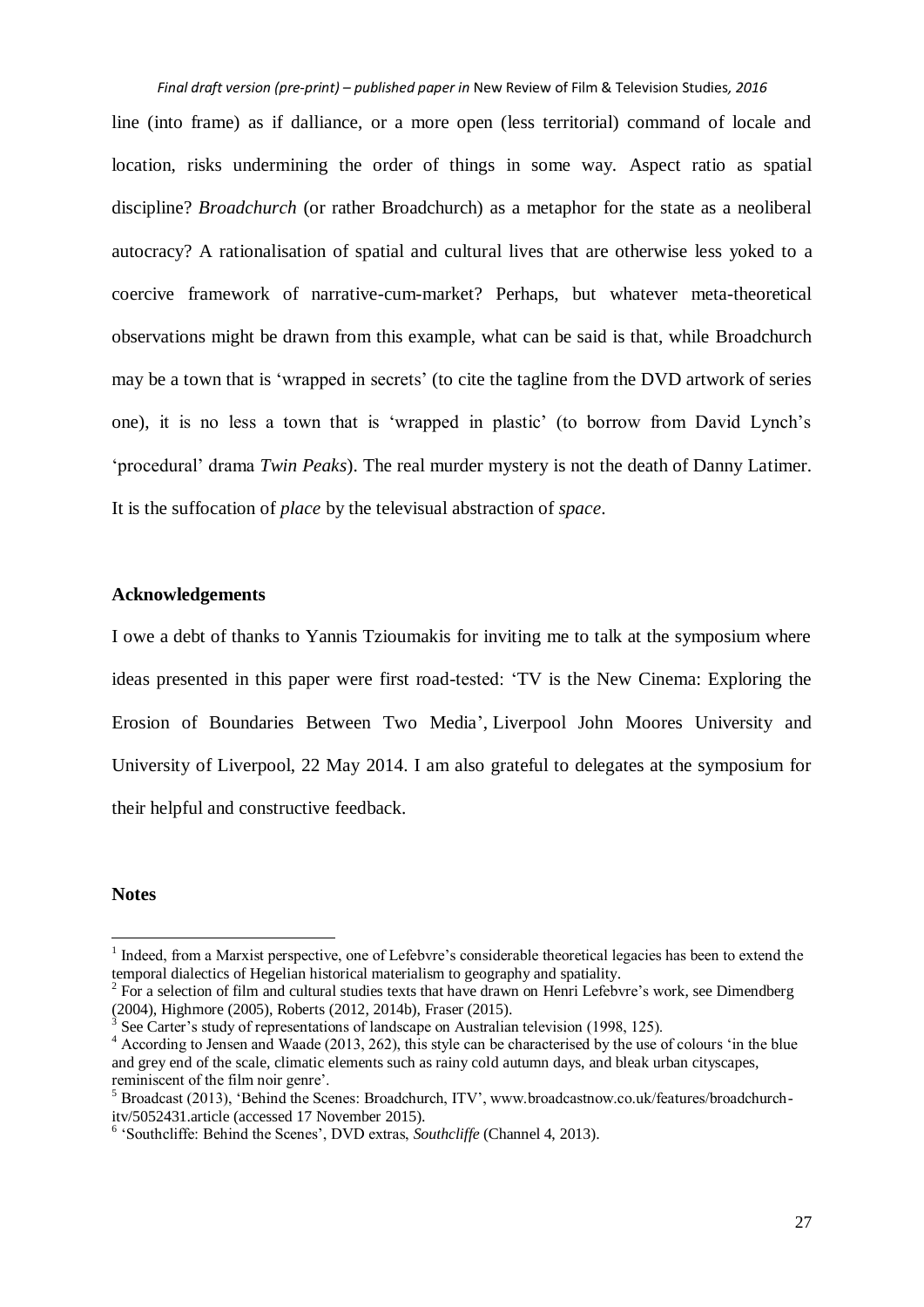line (into frame) as if dalliance, or a more open (less territorial) command of locale and location, risks undermining the order of things in some way. Aspect ratio as spatial discipline? *Broadchurch* (or rather Broadchurch) as a metaphor for the state as a neoliberal autocracy? A rationalisation of spatial and cultural lives that are otherwise less yoked to a coercive framework of narrative-cum-market? Perhaps, but whatever meta-theoretical observations might be drawn from this example, what can be said is that, while Broadchurch may be a town that is 'wrapped in secrets' (to cite the tagline from the DVD artwork of series one), it is no less a town that is 'wrapped in plastic' (to borrow from David Lynch's 'procedural' drama *Twin Peaks*). The real murder mystery is not the death of Danny Latimer. It is the suffocation of *place* by the televisual abstraction of *space*.

**Acknowledgements**

I owe a debt of thanks to Yannis Tzioumakis for inviting me to talk at the symposium where ideas presented in this paper were first road-tested: 'TV is the New Cinema: Exploring the Erosion of Boundaries Between Two Media', Liverpool John Moores University and University of Liverpool, 22 May 2014. I am also grateful to delegates at the symposium for their helpful and constructive feedback.

**Notes**

[1] Indeed, from a Marxist perspective, one of Lefebvre's considerable theoretical legacies has been to extend the temporal dialectics of Hegelian historical materialism to geography and spatiality.

[2] For a selection of film and cultural studies texts that have drawn on Henri Lefebvre's work, see Dimendberg (2004), Highmore (2005), Roberts (2012, 2014b), Fraser (2015).

[3] See Carter's study of representations of landscape on Australian television (1998, 125).

[4] According to Jensen and Waade (2013, 262), this style can be characterised by the use of colours 'in the blue and grey end of the scale, climatic elements such as rainy cold autumn days, and bleak urban cityscapes, reminiscent of the film noir genre'.

[5] Broadcast (2013), 'Behind the Scenes: Broadchurch, ITV', www.broadcastnow.co.uk/features/broadchurch-itv/5052431.article (accessed 17 November 2015).

[6] 'Southcliffe: Behind the Scenes', DVD extras, *Southcliffe* (Channel 4, 2013).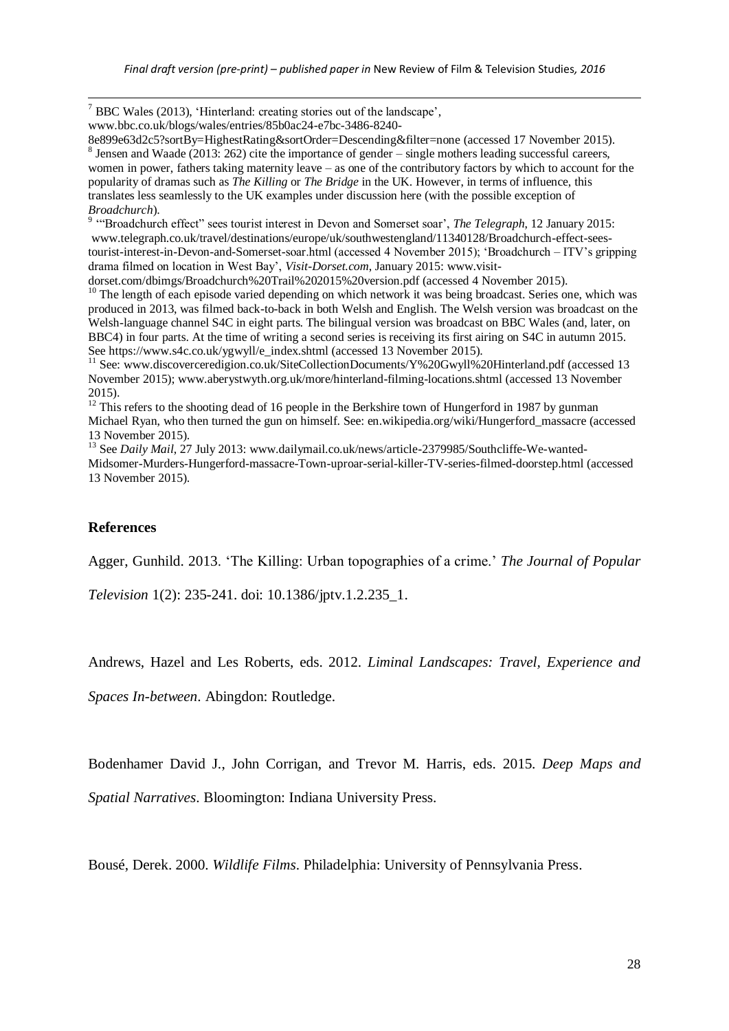[7] BBC Wales (2013), 'Hinterland: creating stories out of the landscape', www.bbc.co.uk/blogs/wales/entries/85b0ac24-e7bc-3486-8240-8e899e63d2c5?sortBy=HighestRating&sortOrder=Descending&filter=none (accessed 17 November 2015).

[8] Jensen and Waade (2013: 262) cite the importance of gender – single mothers leading successful careers, women in power, fathers taking maternity leave – as one of the contributory factors by which to account for the popularity of dramas such as *The Killing* or *The Bridge* in the UK. However, in terms of influence, this translates less seamlessly to the UK examples under discussion here (with the possible exception of *Broadchurch*).

[9] '"Broadchurch effect" sees tourist interest in Devon and Somerset soar', *The Telegraph*, 12 January 2015: www.telegraph.co.uk/travel/destinations/europe/uk/southwestengland/11340128/Broadchurch-effect-sees-tourist-interest-in-Devon-and-Somerset-soar.html (accessed 4 November 2015); 'Broadchurch – ITV's gripping drama filmed on location in West Bay', *Visit-Dorset.com*, January 2015: www.visit-dorset.com/dbimgs/Broadchurch%20Trail%202015%20version.pdf (accessed 4 November 2015).

[10] The length of each episode varied depending on which network it was being broadcast. Series one, which was produced in 2013, was filmed back-to-back in both Welsh and English. The Welsh version was broadcast on the Welsh-language channel S4C in eight parts. The bilingual version was broadcast on BBC Wales (and, later, on BBC4) in four parts. At the time of writing a second series is receiving its first airing on S4C in autumn 2015. See https://www.s4c.co.uk/ygwyll/e_index.shtml (accessed 13 November 2015).

[11] See: www.discoverceredigion.co.uk/SiteCollectionDocuments/Y%20Gwyll%20Hinterland.pdf (accessed 13 November 2015); www.aberystwyth.org.uk/more/hinterland-filming-locations.shtml (accessed 13 November 2015).

[12] This refers to the shooting dead of 16 people in the Berkshire town of Hungerford in 1987 by gunman Michael Ryan, who then turned the gun on himself. See: en.wikipedia.org/wiki/Hungerford_massacre (accessed 13 November 2015).

[13] See *Daily Mail*, 27 July 2013: www.dailymail.co.uk/news/article-2379985/Southcliffe-We-wanted-Midsomer-Murders-Hungerford-massacre-Town-uproar-serial-killer-TV-series-filmed-doorstep.html (accessed 13 November 2015).

## References

Agger, Gunhild. 2013. 'The Killing: Urban topographies of a crime.' *The Journal of Popular Television* 1(2): 235-241. doi: 10.1386/jptv.1.2.235_1.

Andrews, Hazel and Les Roberts, eds. 2012. *Liminal Landscapes: Travel, Experience and Spaces In-between*. Abingdon: Routledge.

Bodenhamer David J., John Corrigan, and Trevor M. Harris, eds. 2015. *Deep Maps and Spatial Narratives*. Bloomington: Indiana University Press.

Bousé, Derek. 2000. *Wildlife Films*. Philadelphia: University of Pennsylvania Press.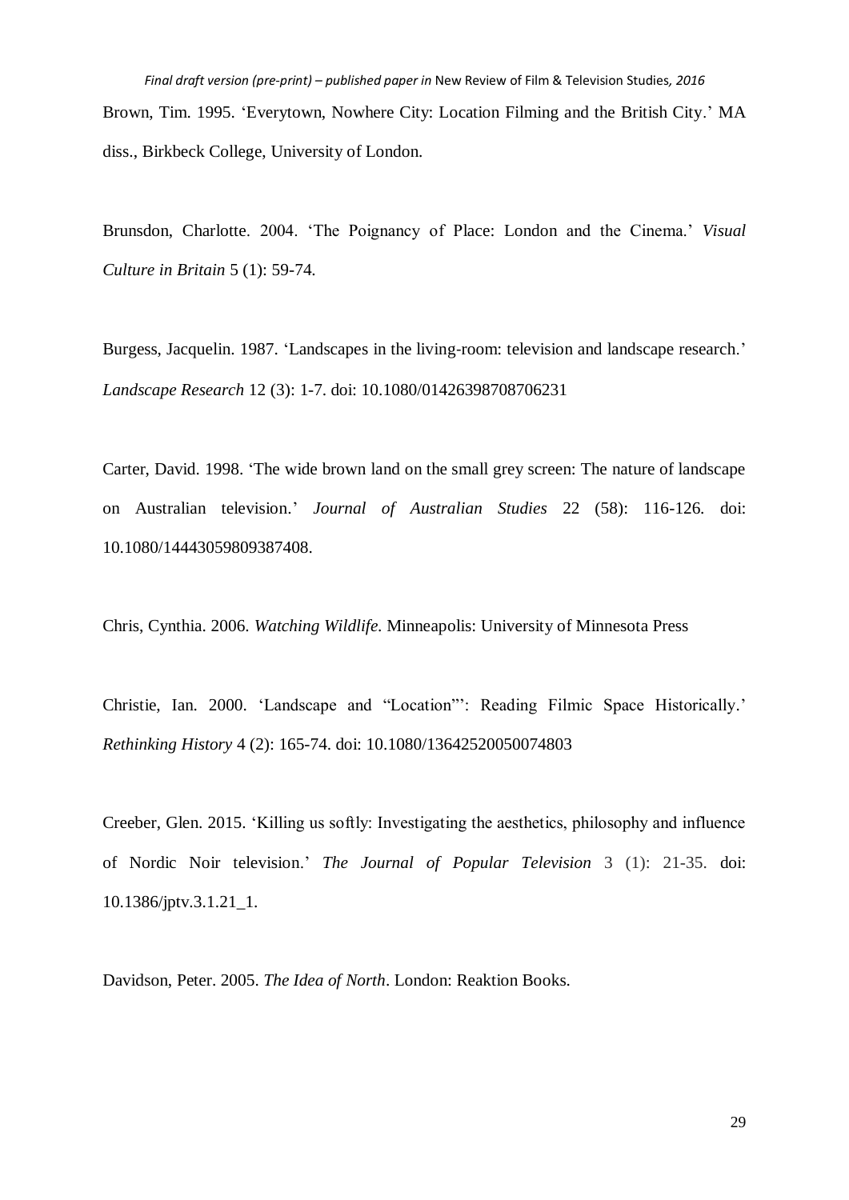Brown, Tim. 1995. ‘Everytown, Nowhere City: Location Filming and the British City.’ MA diss., Birkbeck College, University of London.

Brunsdon, Charlotte. 2004. ‘The Poignancy of Place: London and the Cinema.’ *Visual Culture in Britain* 5 (1): 59-74.

Burgess, Jacquelin. 1987. ‘Landscapes in the living-room: television and landscape research.’ *Landscape Research* 12 (3): 1-7. doi: 10.1080/01426398708706231

Carter, David. 1998. ‘The wide brown land on the small grey screen: The nature of landscape on Australian television.’ *Journal of Australian Studies* 22 (58): 116-126. doi: 10.1080/14443059809387408.

Chris, Cynthia. 2006. *Watching Wildlife.* Minneapolis: University of Minnesota Press

Christie, Ian. 2000. ‘Landscape and “Location”’: Reading Filmic Space Historically.’ *Rethinking History* 4 (2): 165-74. doi: 10.1080/13642520050074803

Creeber, Glen. 2015. ‘Killing us softly: Investigating the aesthetics, philosophy and influence of Nordic Noir television.’ *The Journal of Popular Television* 3 (1): 21-35. doi: 10.1386/jptv.3.1.21_1.

Davidson, Peter. 2005. *The Idea of North*. London: Reaktion Books.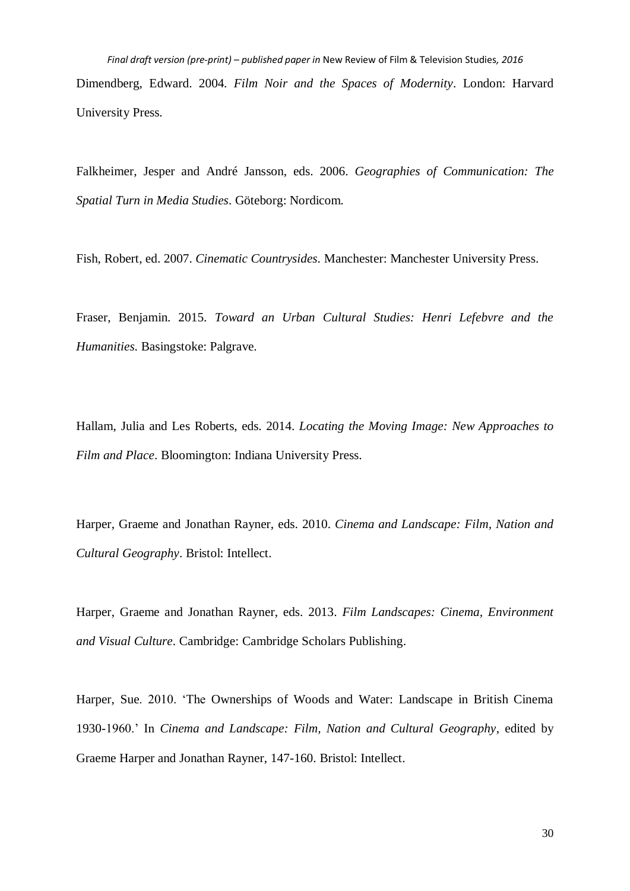Dimendberg, Edward. 2004. *Film Noir and the Spaces of Modernity*. London: Harvard University Press.

Falkheimer, Jesper and André Jansson, eds. 2006. *Geographies of Communication: The Spatial Turn in Media Studies*. Göteborg: Nordicom.

Fish, Robert, ed. 2007. *Cinematic Countrysides*. Manchester: Manchester University Press.

Fraser, Benjamin. 2015. *Toward an Urban Cultural Studies: Henri Lefebvre and the Humanities*. Basingstoke: Palgrave.

Hallam, Julia and Les Roberts, eds. 2014. *Locating the Moving Image: New Approaches to Film and Place*. Bloomington: Indiana University Press.

Harper, Graeme and Jonathan Rayner, eds. 2010. *Cinema and Landscape: Film, Nation and Cultural Geography*. Bristol: Intellect.

Harper, Graeme and Jonathan Rayner, eds. 2013. *Film Landscapes: Cinema, Environment and Visual Culture*. Cambridge: Cambridge Scholars Publishing.

Harper, Sue. 2010. 'The Ownerships of Woods and Water: Landscape in British Cinema 1930-1960.' In *Cinema and Landscape: Film, Nation and Cultural Geography*, edited by Graeme Harper and Jonathan Rayner, 147-160. Bristol: Intellect.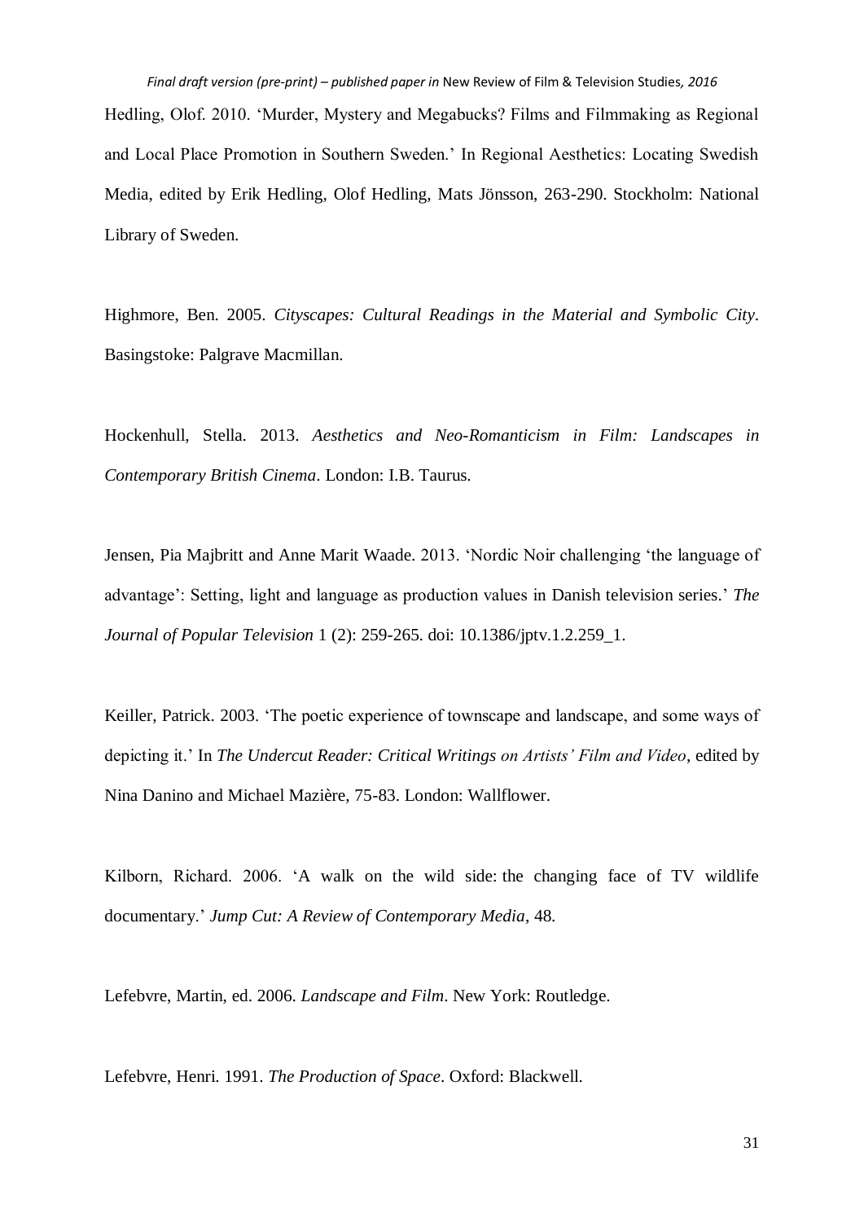Hedling, Olof. 2010. 'Murder, Mystery and Megabucks? Films and Filmmaking as Regional and Local Place Promotion in Southern Sweden.' In Regional Aesthetics: Locating Swedish Media, edited by Erik Hedling, Olof Hedling, Mats Jönsson, 263-290. Stockholm: National Library of Sweden.

Highmore, Ben. 2005. *Cityscapes: Cultural Readings in the Material and Symbolic City*. Basingstoke: Palgrave Macmillan.

Hockenhull, Stella. 2013. *Aesthetics and Neo-Romanticism in Film: Landscapes in Contemporary British Cinema*. London: I.B. Taurus.

Jensen, Pia Majbritt and Anne Marit Waade. 2013. 'Nordic Noir challenging 'the language of advantage': Setting, light and language as production values in Danish television series.' *The Journal of Popular Television* 1 (2): 259-265. doi: 10.1386/jptv.1.2.259_1.

Keiller, Patrick. 2003. 'The poetic experience of townscape and landscape, and some ways of depicting it.' In *The Undercut Reader: Critical Writings on Artists' Film and Video*, edited by Nina Danino and Michael Mazière, 75-83. London: Wallflower.

Kilborn, Richard. 2006. 'A walk on the wild side: the changing face of TV wildlife documentary.' *Jump Cut: A Review of Contemporary Media*, 48.

Lefebvre, Martin, ed. 2006. *Landscape and Film*. New York: Routledge.

Lefebvre, Henri. 1991. *The Production of Space*. Oxford: Blackwell.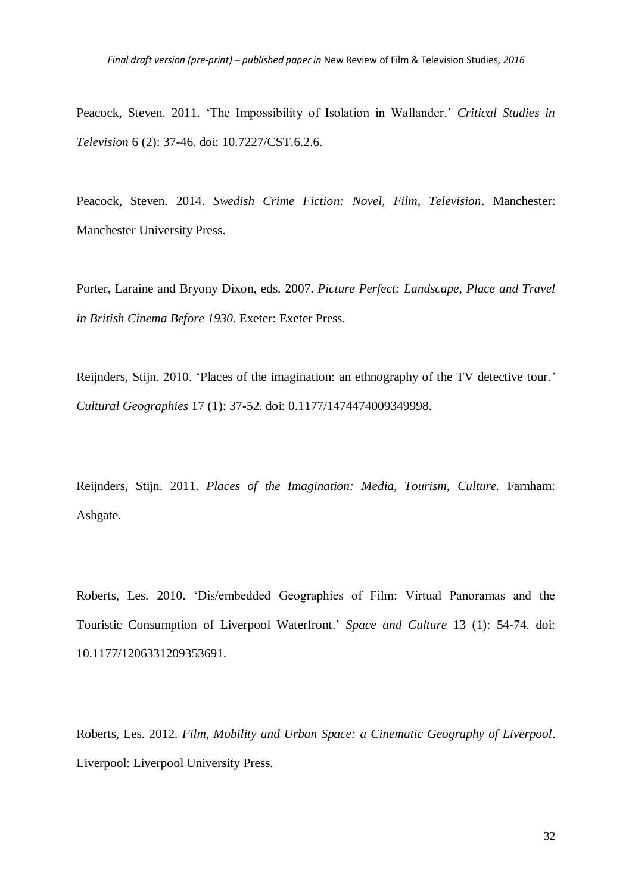Peacock, Steven. 2011. 'The Impossibility of Isolation in Wallander.' *Critical Studies in Television* 6 (2): 37-46. doi: 10.7227/CST.6.2.6.

Peacock, Steven. 2014. *Swedish Crime Fiction: Novel, Film, Television*. Manchester: Manchester University Press.

Porter, Laraine and Bryony Dixon, eds. 2007. *Picture Perfect: Landscape, Place and Travel in British Cinema Before 1930*. Exeter: Exeter Press.

Reijnders, Stijn. 2010. 'Places of the imagination: an ethnography of the TV detective tour.' *Cultural Geographies* 17 (1): 37-52. doi: 0.1177/1474474009349998.

Reijnders, Stijn. 2011. *Places of the Imagination: Media, Tourism, Culture.* Farnham: Ashgate.

Roberts, Les. 2010. 'Dis/embedded Geographies of Film: Virtual Panoramas and the Touristic Consumption of Liverpool Waterfront.' *Space and Culture* 13 (1): 54-74. doi: 10.1177/1206331209353691.

Roberts, Les. 2012. *Film, Mobility and Urban Space: a Cinematic Geography of Liverpool*. Liverpool: Liverpool University Press.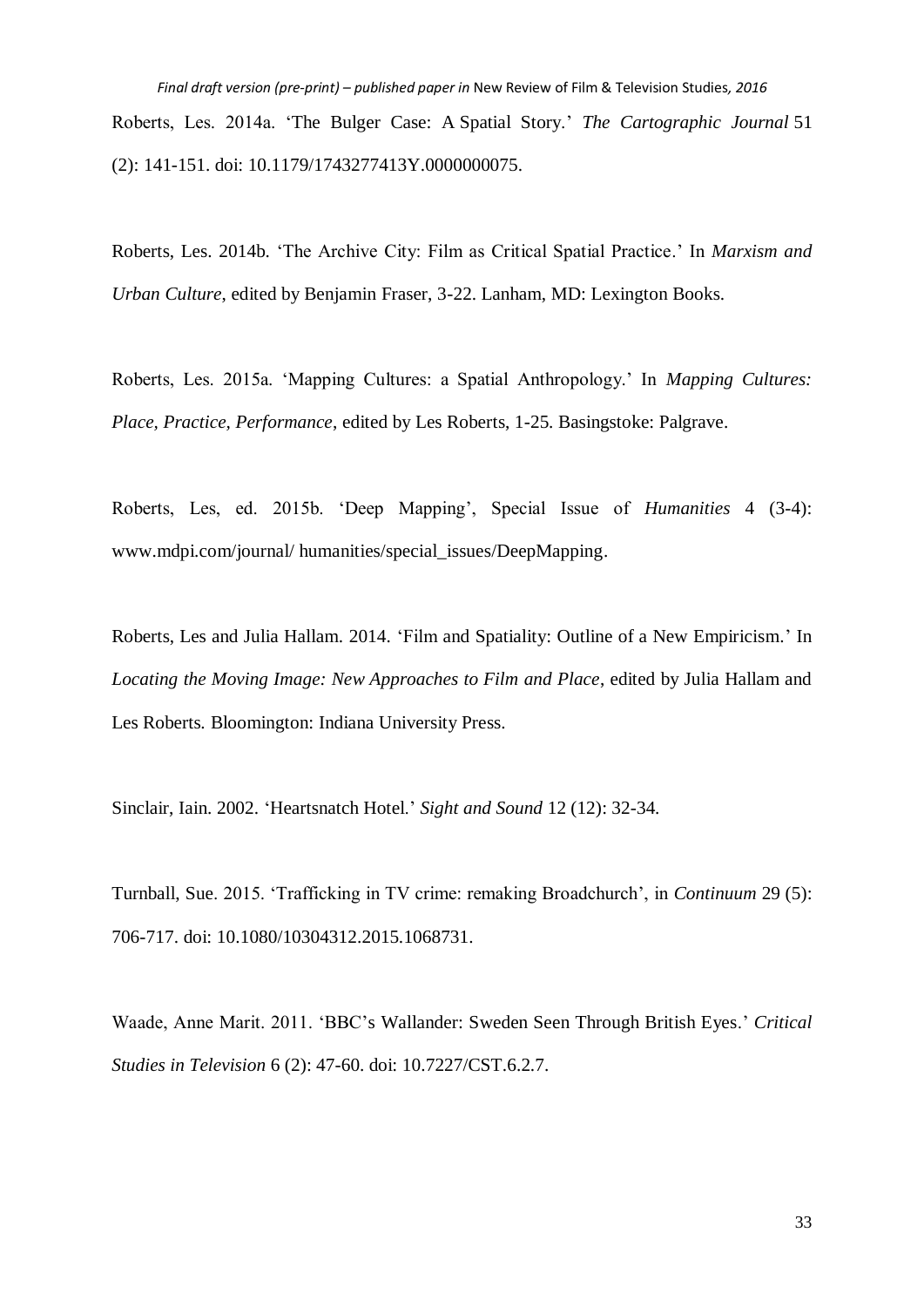Roberts, Les. 2014a. 'The Bulger Case: A Spatial Story.' *The Cartographic Journal* 51 (2): 141-151. doi: 10.1179/1743277413Y.0000000075.

Roberts, Les. 2014b. 'The Archive City: Film as Critical Spatial Practice.' In *Marxism and Urban Culture*, edited by Benjamin Fraser, 3-22. Lanham, MD: Lexington Books.

Roberts, Les. 2015a. 'Mapping Cultures: a Spatial Anthropology.' In *Mapping Cultures: Place, Practice, Performance*, edited by Les Roberts, 1-25. Basingstoke: Palgrave.

Roberts, Les, ed. 2015b. 'Deep Mapping', Special Issue of *Humanities* 4 (3-4): www.mdpi.com/journal/ humanities/special_issues/DeepMapping.

Roberts, Les and Julia Hallam. 2014. 'Film and Spatiality: Outline of a New Empiricism.' In *Locating the Moving Image: New Approaches to Film and Place*, edited by Julia Hallam and Les Roberts. Bloomington: Indiana University Press.

Sinclair, Iain. 2002. 'Heartsnatch Hotel.' *Sight and Sound* 12 (12): 32-34.

Turnball, Sue. 2015. 'Trafficking in TV crime: remaking Broadchurch', in *Continuum* 29 (5): 706-717. doi: 10.1080/10304312.2015.1068731.

Waade, Anne Marit. 2011. 'BBC's Wallander: Sweden Seen Through British Eyes.' *Critical Studies in Television* 6 (2): 47-60. doi: 10.7227/CST.6.2.7.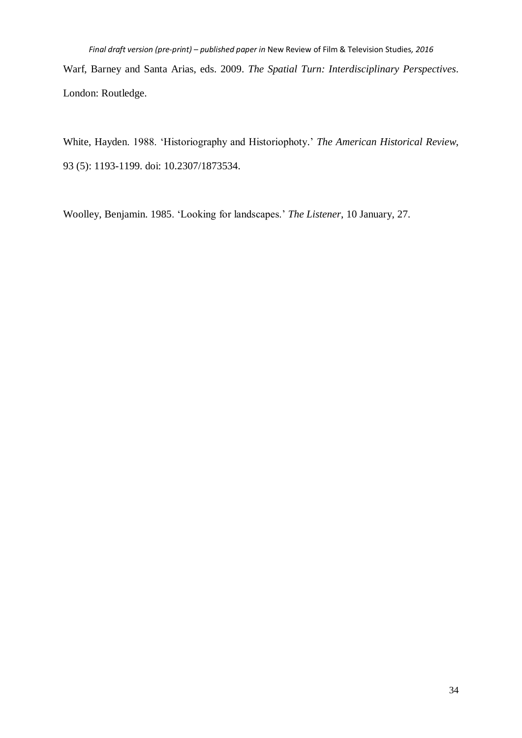Warf, Barney and Santa Arias, eds. 2009. *The Spatial Turn: Interdisciplinary Perspectives*. London: Routledge.

White, Hayden. 1988. 'Historiography and Historiophoty.' *The American Historical Review*, 93 (5): 1193-1199. doi: 10.2307/1873534.

Woolley, Benjamin. 1985. 'Looking for landscapes.' *The Listener*, 10 January, 27.